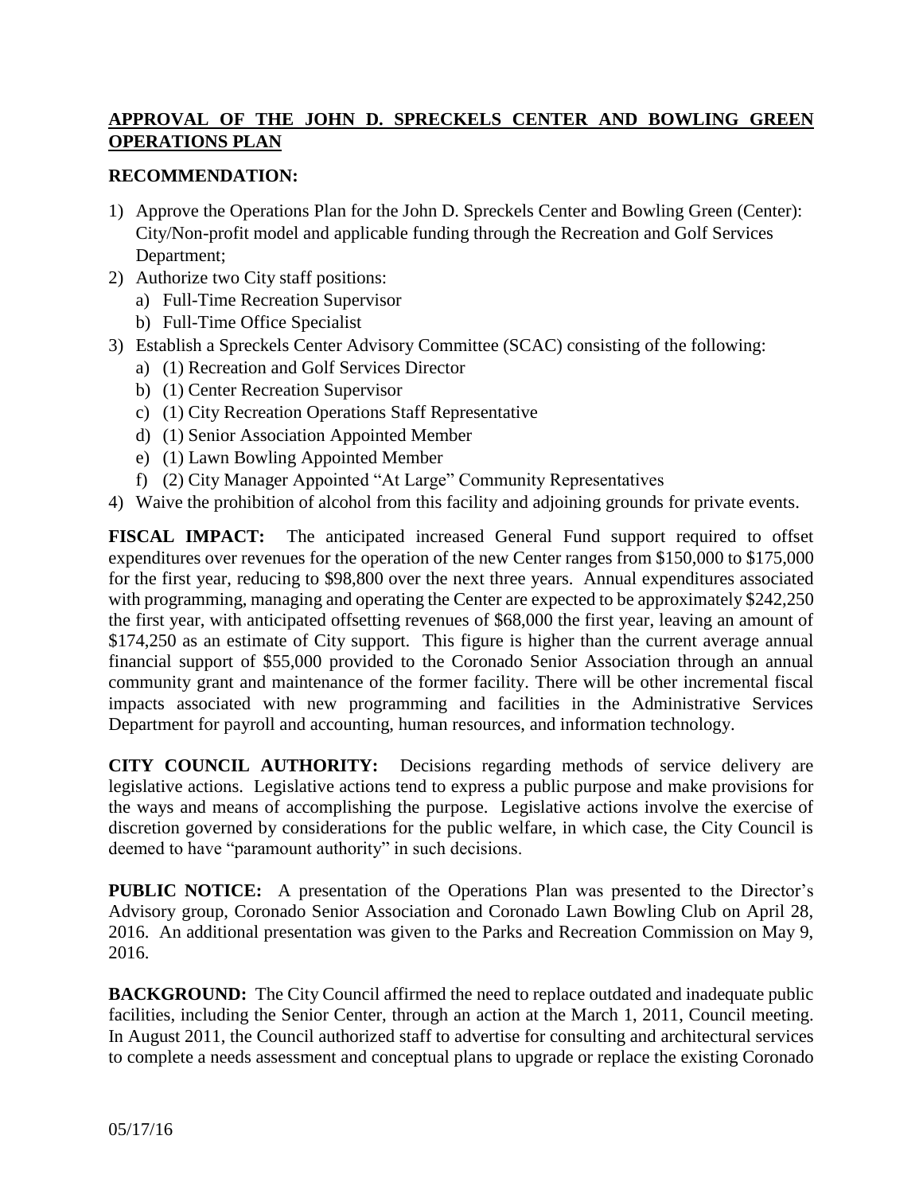**APPROVAL OF THE JOHN D. SPRECKELS CENTER AND BOWLING GREEN OPERATIONS PLAN**

**RECOMMENDATION:**

1) Approve the Operations Plan for the John D. Spreckels Center and Bowling Green (Center): City/Non-profit model and applicable funding through the Recreation and Golf Services Department;
2) Authorize two City staff positions:
   a) Full-Time Recreation Supervisor
   b) Full-Time Office Specialist
3) Establish a Spreckels Center Advisory Committee (SCAC) consisting of the following:
   a) (1) Recreation and Golf Services Director
   b) (1) Center Recreation Supervisor
   c) (1) City Recreation Operations Staff Representative
   d) (1) Senior Association Appointed Member
   e) (1) Lawn Bowling Appointed Member
   f) (2) City Manager Appointed "At Large" Community Representatives
4) Waive the prohibition of alcohol from this facility and adjoining grounds for private events.

**FISCAL IMPACT:** The anticipated increased General Fund support required to offset expenditures over revenues for the operation of the new Center ranges from $150,000 to $175,000 for the first year, reducing to $98,800 over the next three years. Annual expenditures associated with programming, managing and operating the Center are expected to be approximately $242,250 the first year, with anticipated offsetting revenues of $68,000 the first year, leaving an amount of $174,250 as an estimate of City support. This figure is higher than the current average annual financial support of $55,000 provided to the Coronado Senior Association through an annual community grant and maintenance of the former facility. There will be other incremental fiscal impacts associated with new programming and facilities in the Administrative Services Department for payroll and accounting, human resources, and information technology.

**CITY COUNCIL AUTHORITY:** Decisions regarding methods of service delivery are legislative actions. Legislative actions tend to express a public purpose and make provisions for the ways and means of accomplishing the purpose. Legislative actions involve the exercise of discretion governed by considerations for the public welfare, in which case, the City Council is deemed to have "paramount authority" in such decisions.

**PUBLIC NOTICE:** A presentation of the Operations Plan was presented to the Director's Advisory group, Coronado Senior Association and Coronado Lawn Bowling Club on April 28, 2016. An additional presentation was given to the Parks and Recreation Commission on May 9, 2016.

**BACKGROUND:** The City Council affirmed the need to replace outdated and inadequate public facilities, including the Senior Center, through an action at the March 1, 2011, Council meeting. In August 2011, the Council authorized staff to advertise for consulting and architectural services to complete a needs assessment and conceptual plans to upgrade or replace the existing Coronado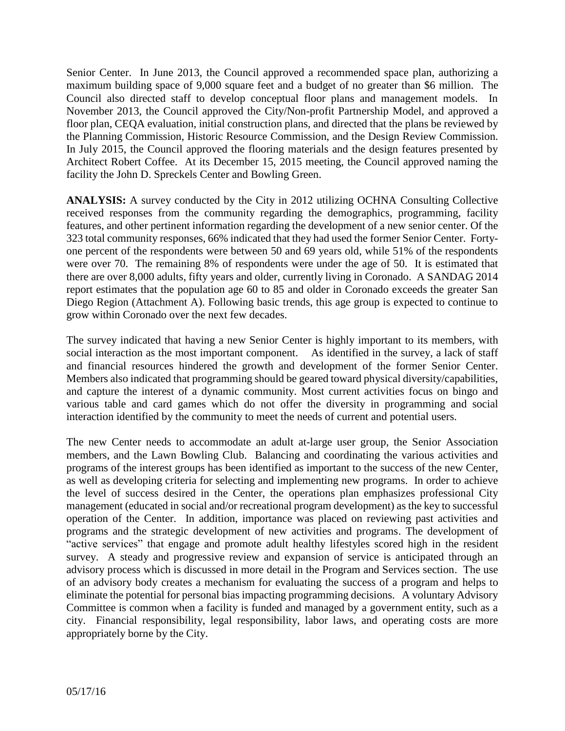Senior Center. In June 2013, the Council approved a recommended space plan, authorizing a maximum building space of 9,000 square feet and a budget of no greater than $6 million. The Council also directed staff to develop conceptual floor plans and management models. In November 2013, the Council approved the City/Non-profit Partnership Model, and approved a floor plan, CEQA evaluation, initial construction plans, and directed that the plans be reviewed by the Planning Commission, Historic Resource Commission, and the Design Review Commission. In July 2015, the Council approved the flooring materials and the design features presented by Architect Robert Coffee. At its December 15, 2015 meeting, the Council approved naming the facility the John D. Spreckels Center and Bowling Green.

**ANALYSIS:** A survey conducted by the City in 2012 utilizing OCHNA Consulting Collective received responses from the community regarding the demographics, programming, facility features, and other pertinent information regarding the development of a new senior center. Of the 323 total community responses, 66% indicated that they had used the former Senior Center. Forty-one percent of the respondents were between 50 and 69 years old, while 51% of the respondents were over 70. The remaining 8% of respondents were under the age of 50. It is estimated that there are over 8,000 adults, fifty years and older, currently living in Coronado. A SANDAG 2014 report estimates that the population age 60 to 85 and older in Coronado exceeds the greater San Diego Region (Attachment A). Following basic trends, this age group is expected to continue to grow within Coronado over the next few decades.

The survey indicated that having a new Senior Center is highly important to its members, with social interaction as the most important component. As identified in the survey, a lack of staff and financial resources hindered the growth and development of the former Senior Center. Members also indicated that programming should be geared toward physical diversity/capabilities, and capture the interest of a dynamic community. Most current activities focus on bingo and various table and card games which do not offer the diversity in programming and social interaction identified by the community to meet the needs of current and potential users.

The new Center needs to accommodate an adult at-large user group, the Senior Association members, and the Lawn Bowling Club. Balancing and coordinating the various activities and programs of the interest groups has been identified as important to the success of the new Center, as well as developing criteria for selecting and implementing new programs. In order to achieve the level of success desired in the Center, the operations plan emphasizes professional City management (educated in social and/or recreational program development) as the key to successful operation of the Center. In addition, importance was placed on reviewing past activities and programs and the strategic development of new activities and programs. The development of "active services" that engage and promote adult healthy lifestyles scored high in the resident survey. A steady and progressive review and expansion of service is anticipated through an advisory process which is discussed in more detail in the Program and Services section. The use of an advisory body creates a mechanism for evaluating the success of a program and helps to eliminate the potential for personal bias impacting programming decisions. A voluntary Advisory Committee is common when a facility is funded and managed by a government entity, such as a city. Financial responsibility, legal responsibility, labor laws, and operating costs are more appropriately borne by the City.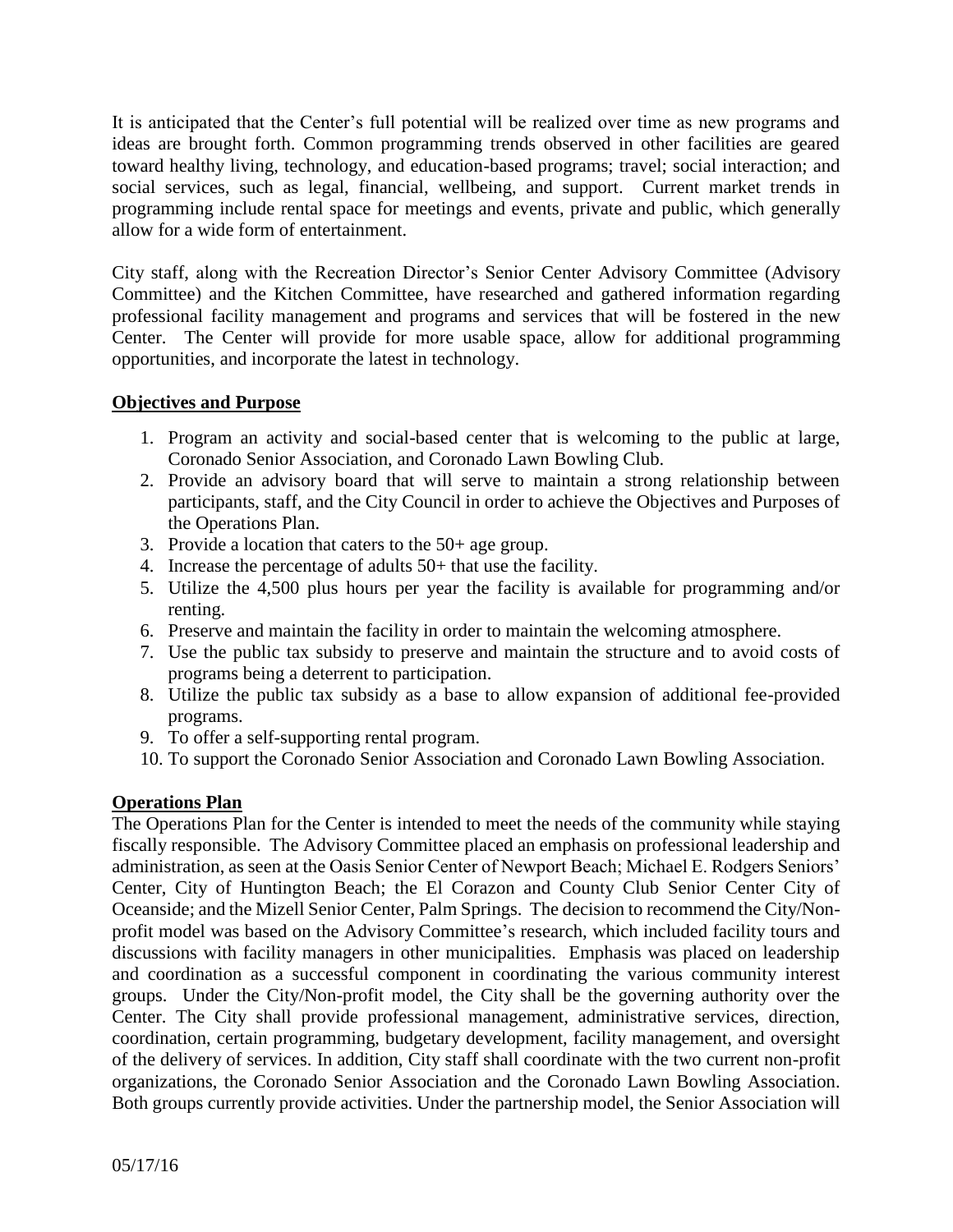It is anticipated that the Center's full potential will be realized over time as new programs and ideas are brought forth. Common programming trends observed in other facilities are geared toward healthy living, technology, and education-based programs; travel; social interaction; and social services, such as legal, financial, wellbeing, and support. Current market trends in programming include rental space for meetings and events, private and public, which generally allow for a wide form of entertainment.

City staff, along with the Recreation Director's Senior Center Advisory Committee (Advisory Committee) and the Kitchen Committee, have researched and gathered information regarding professional facility management and programs and services that will be fostered in the new Center. The Center will provide for more usable space, allow for additional programming opportunities, and incorporate the latest in technology.

**Objectives and Purpose**

1. Program an activity and social-based center that is welcoming to the public at large, Coronado Senior Association, and Coronado Lawn Bowling Club.
2. Provide an advisory board that will serve to maintain a strong relationship between participants, staff, and the City Council in order to achieve the Objectives and Purposes of the Operations Plan.
3. Provide a location that caters to the 50+ age group.
4. Increase the percentage of adults 50+ that use the facility.
5. Utilize the 4,500 plus hours per year the facility is available for programming and/or renting.
6. Preserve and maintain the facility in order to maintain the welcoming atmosphere.
7. Use the public tax subsidy to preserve and maintain the structure and to avoid costs of programs being a deterrent to participation.
8. Utilize the public tax subsidy as a base to allow expansion of additional fee-provided programs.
9. To offer a self-supporting rental program.
10. To support the Coronado Senior Association and Coronado Lawn Bowling Association.

**Operations Plan**

The Operations Plan for the Center is intended to meet the needs of the community while staying fiscally responsible. The Advisory Committee placed an emphasis on professional leadership and administration, as seen at the Oasis Senior Center of Newport Beach; Michael E. Rodgers Seniors' Center, City of Huntington Beach; the El Corazon and County Club Senior Center City of Oceanside; and the Mizell Senior Center, Palm Springs. The decision to recommend the City/Non-profit model was based on the Advisory Committee's research, which included facility tours and discussions with facility managers in other municipalities. Emphasis was placed on leadership and coordination as a successful component in coordinating the various community interest groups. Under the City/Non-profit model, the City shall be the governing authority over the Center. The City shall provide professional management, administrative services, direction, coordination, certain programming, budgetary development, facility management, and oversight of the delivery of services. In addition, City staff shall coordinate with the two current non-profit organizations, the Coronado Senior Association and the Coronado Lawn Bowling Association. Both groups currently provide activities. Under the partnership model, the Senior Association will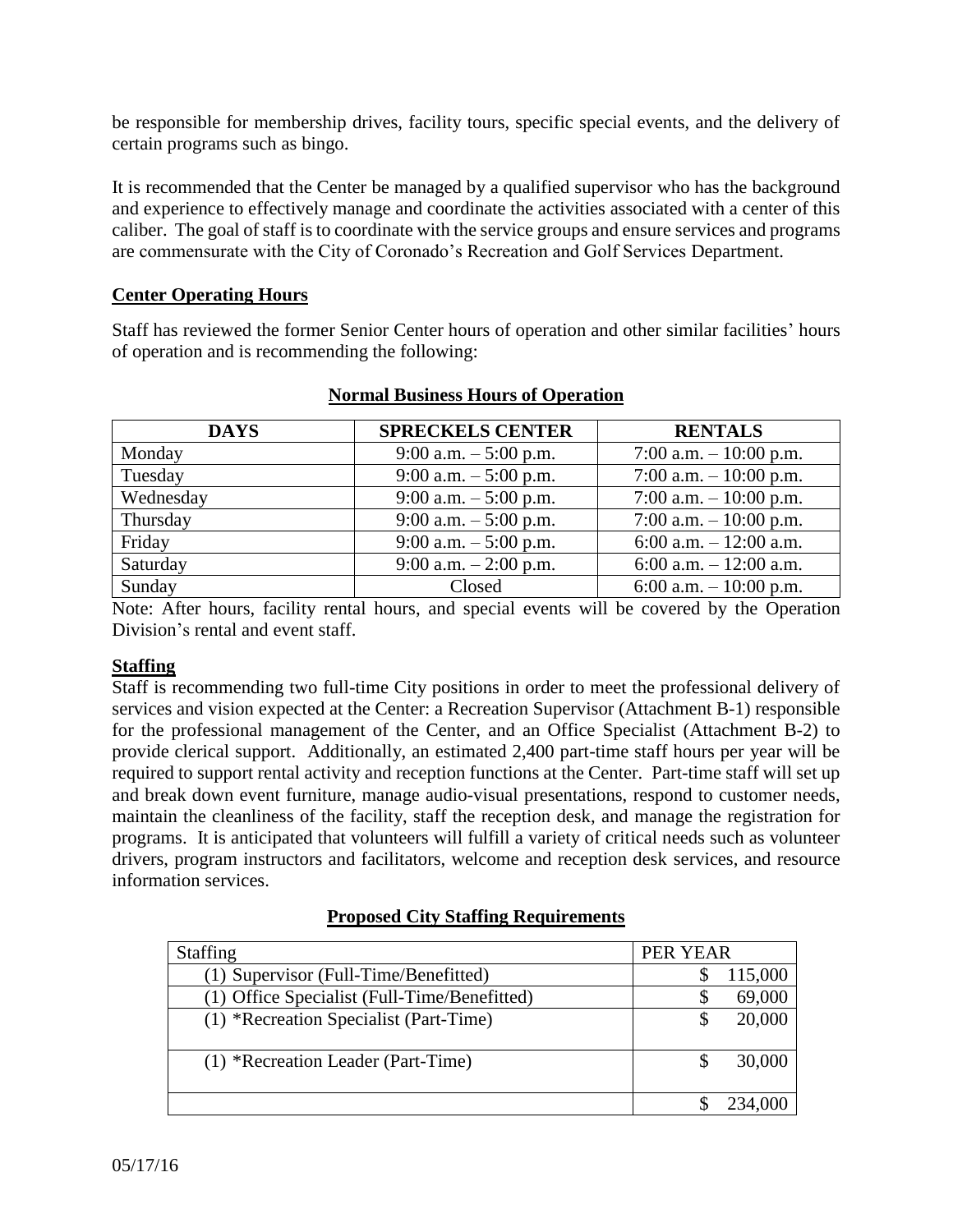be responsible for membership drives, facility tours, specific special events, and the delivery of certain programs such as bingo.

It is recommended that the Center be managed by a qualified supervisor who has the background and experience to effectively manage and coordinate the activities associated with a center of this caliber. The goal of staff is to coordinate with the service groups and ensure services and programs are commensurate with the City of Coronado's Recreation and Golf Services Department.

## Center Operating Hours

Staff has reviewed the former Senior Center hours of operation and other similar facilities' hours of operation and is recommending the following:

**Normal Business Hours of Operation**

| DAYS | SPRECKELS CENTER | RENTALS |
|---|---|---|
| Monday | 9:00 a.m. – 5:00 p.m. | 7:00 a.m. – 10:00 p.m. |
| Tuesday | 9:00 a.m. – 5:00 p.m. | 7:00 a.m. – 10:00 p.m. |
| Wednesday | 9:00 a.m. – 5:00 p.m. | 7:00 a.m. – 10:00 p.m. |
| Thursday | 9:00 a.m. – 5:00 p.m. | 7:00 a.m. – 10:00 p.m. |
| Friday | 9:00 a.m. – 5:00 p.m. | 6:00 a.m. – 12:00 a.m. |
| Saturday | 9:00 a.m. – 2:00 p.m. | 6:00 a.m. – 12:00 a.m. |
| Sunday | Closed | 6:00 a.m. – 10:00 p.m. |

Note: After hours, facility rental hours, and special events will be covered by the Operation Division's rental and event staff.

## Staffing

Staff is recommending two full-time City positions in order to meet the professional delivery of services and vision expected at the Center: a Recreation Supervisor (Attachment B-1) responsible for the professional management of the Center, and an Office Specialist (Attachment B-2) to provide clerical support. Additionally, an estimated 2,400 part-time staff hours per year will be required to support rental activity and reception functions at the Center. Part-time staff will set up and break down event furniture, manage audio-visual presentations, respond to customer needs, maintain the cleanliness of the facility, staff the reception desk, and manage the registration for programs. It is anticipated that volunteers will fulfill a variety of critical needs such as volunteer drivers, program instructors and facilitators, welcome and reception desk services, and resource information services.

**Proposed City Staffing Requirements**

| Staffing | PER YEAR |
|---|---|
| (1) Supervisor (Full-Time/Benefitted) | $ 115,000 |
| (1) Office Specialist (Full-Time/Benefitted) | $ 69,000 |
| (1) *Recreation Specialist (Part-Time) | $ 20,000 |
| (1) *Recreation Leader (Part-Time) | $ 30,000 |
| | $ 234,000 |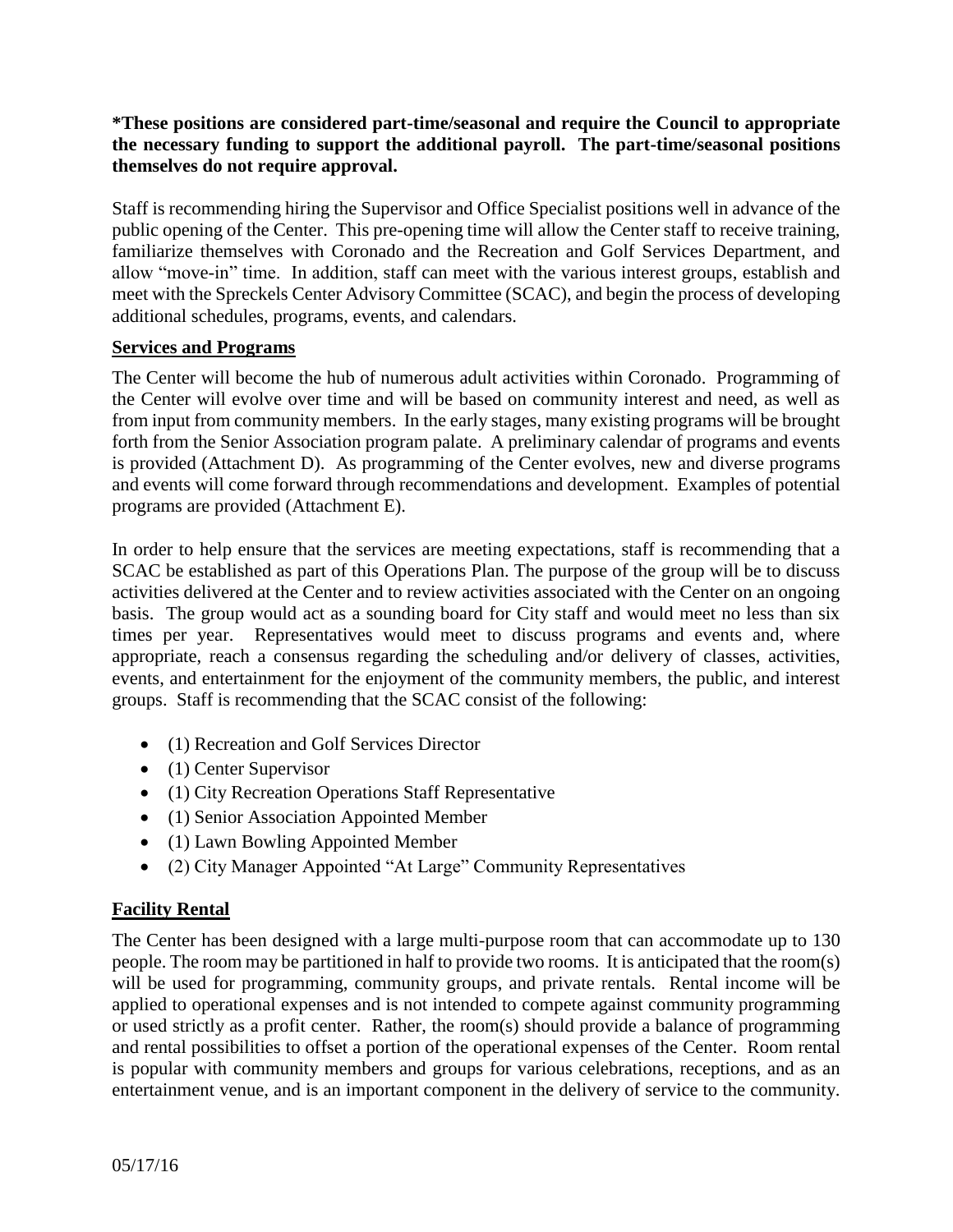**\*These positions are considered part-time/seasonal and require the Council to appropriate the necessary funding to support the additional payroll. The part-time/seasonal positions themselves do not require approval.**

Staff is recommending hiring the Supervisor and Office Specialist positions well in advance of the public opening of the Center. This pre-opening time will allow the Center staff to receive training, familiarize themselves with Coronado and the Recreation and Golf Services Department, and allow "move-in" time. In addition, staff can meet with the various interest groups, establish and meet with the Spreckels Center Advisory Committee (SCAC), and begin the process of developing additional schedules, programs, events, and calendars.

**Services and Programs**

The Center will become the hub of numerous adult activities within Coronado. Programming of the Center will evolve over time and will be based on community interest and need, as well as from input from community members. In the early stages, many existing programs will be brought forth from the Senior Association program palate. A preliminary calendar of programs and events is provided (Attachment D). As programming of the Center evolves, new and diverse programs and events will come forward through recommendations and development. Examples of potential programs are provided (Attachment E).

In order to help ensure that the services are meeting expectations, staff is recommending that a SCAC be established as part of this Operations Plan. The purpose of the group will be to discuss activities delivered at the Center and to review activities associated with the Center on an ongoing basis. The group would act as a sounding board for City staff and would meet no less than six times per year. Representatives would meet to discuss programs and events and, where appropriate, reach a consensus regarding the scheduling and/or delivery of classes, activities, events, and entertainment for the enjoyment of the community members, the public, and interest groups. Staff is recommending that the SCAC consist of the following:

- (1) Recreation and Golf Services Director
- (1) Center Supervisor
- (1) City Recreation Operations Staff Representative
- (1) Senior Association Appointed Member
- (1) Lawn Bowling Appointed Member
- (2) City Manager Appointed "At Large" Community Representatives

**Facility Rental**

The Center has been designed with a large multi-purpose room that can accommodate up to 130 people. The room may be partitioned in half to provide two rooms. It is anticipated that the room(s) will be used for programming, community groups, and private rentals. Rental income will be applied to operational expenses and is not intended to compete against community programming or used strictly as a profit center. Rather, the room(s) should provide a balance of programming and rental possibilities to offset a portion of the operational expenses of the Center. Room rental is popular with community members and groups for various celebrations, receptions, and as an entertainment venue, and is an important component in the delivery of service to the community.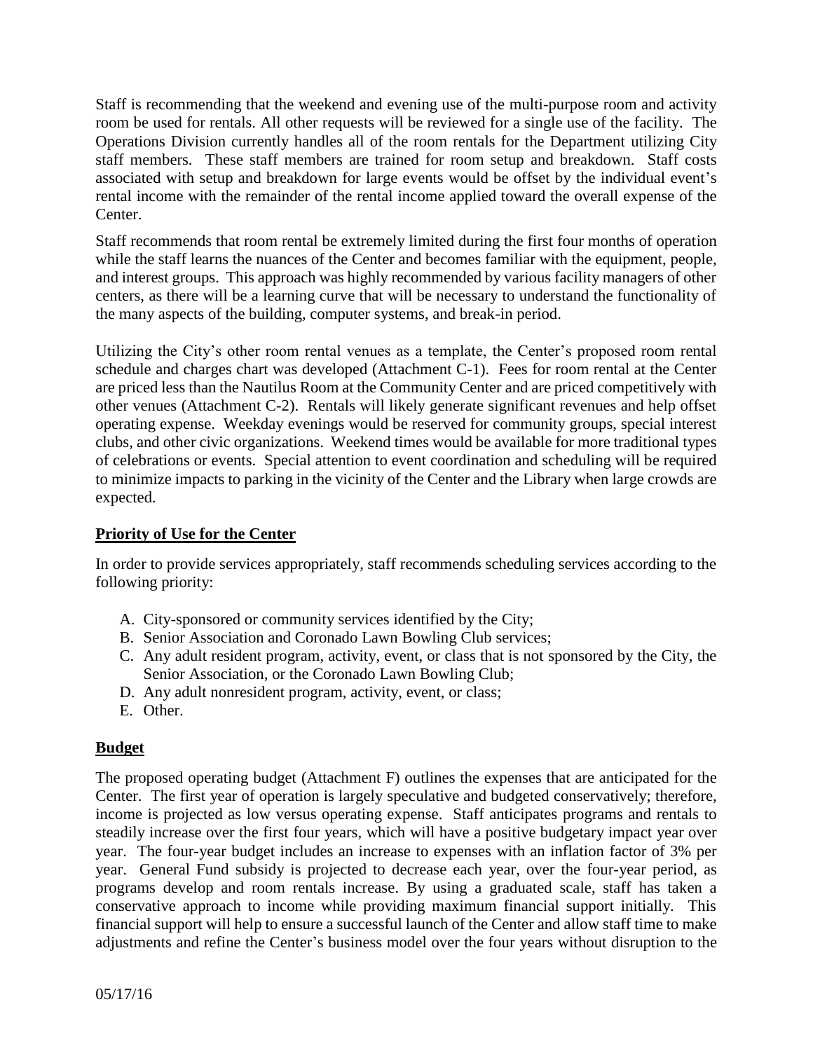Staff is recommending that the weekend and evening use of the multi-purpose room and activity room be used for rentals. All other requests will be reviewed for a single use of the facility. The Operations Division currently handles all of the room rentals for the Department utilizing City staff members. These staff members are trained for room setup and breakdown. Staff costs associated with setup and breakdown for large events would be offset by the individual event's rental income with the remainder of the rental income applied toward the overall expense of the Center.

Staff recommends that room rental be extremely limited during the first four months of operation while the staff learns the nuances of the Center and becomes familiar with the equipment, people, and interest groups. This approach was highly recommended by various facility managers of other centers, as there will be a learning curve that will be necessary to understand the functionality of the many aspects of the building, computer systems, and break-in period.

Utilizing the City's other room rental venues as a template, the Center's proposed room rental schedule and charges chart was developed (Attachment C-1). Fees for room rental at the Center are priced less than the Nautilus Room at the Community Center and are priced competitively with other venues (Attachment C-2). Rentals will likely generate significant revenues and help offset operating expense. Weekday evenings would be reserved for community groups, special interest clubs, and other civic organizations. Weekend times would be available for more traditional types of celebrations or events. Special attention to event coordination and scheduling will be required to minimize impacts to parking in the vicinity of the Center and the Library when large crowds are expected.

## Priority of Use for the Center

In order to provide services appropriately, staff recommends scheduling services according to the following priority:

A. City-sponsored or community services identified by the City;
B. Senior Association and Coronado Lawn Bowling Club services;
C. Any adult resident program, activity, event, or class that is not sponsored by the City, the Senior Association, or the Coronado Lawn Bowling Club;
D. Any adult nonresident program, activity, event, or class;
E. Other.

## Budget

The proposed operating budget (Attachment F) outlines the expenses that are anticipated for the Center. The first year of operation is largely speculative and budgeted conservatively; therefore, income is projected as low versus operating expense. Staff anticipates programs and rentals to steadily increase over the first four years, which will have a positive budgetary impact year over year. The four-year budget includes an increase to expenses with an inflation factor of 3% per year. General Fund subsidy is projected to decrease each year, over the four-year period, as programs develop and room rentals increase. By using a graduated scale, staff has taken a conservative approach to income while providing maximum financial support initially. This financial support will help to ensure a successful launch of the Center and allow staff time to make adjustments and refine the Center's business model over the four years without disruption to the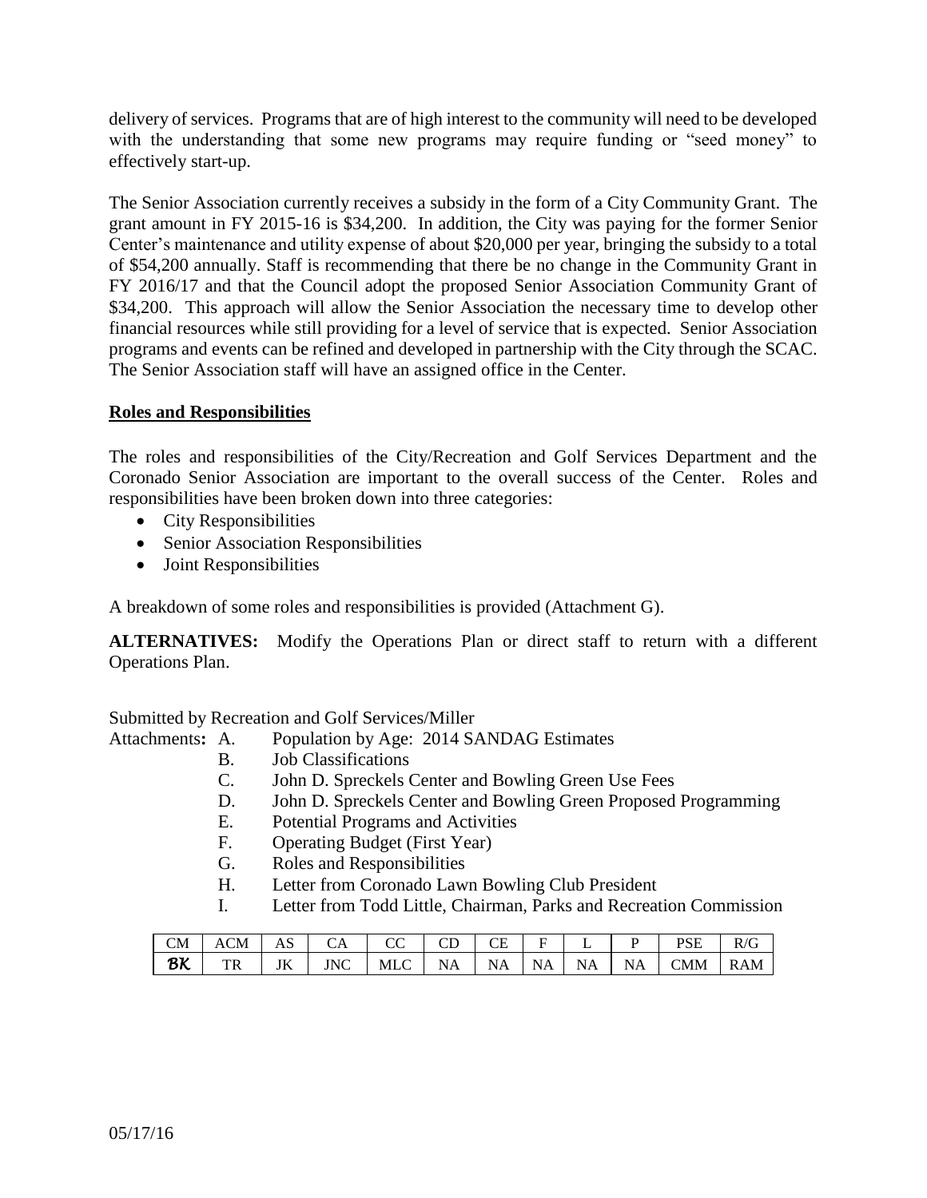delivery of services. Programs that are of high interest to the community will need to be developed with the understanding that some new programs may require funding or "seed money" to effectively start-up.

The Senior Association currently receives a subsidy in the form of a City Community Grant. The grant amount in FY 2015-16 is $34,200. In addition, the City was paying for the former Senior Center's maintenance and utility expense of about $20,000 per year, bringing the subsidy to a total of $54,200 annually. Staff is recommending that there be no change in the Community Grant in FY 2016/17 and that the Council adopt the proposed Senior Association Community Grant of $34,200. This approach will allow the Senior Association the necessary time to develop other financial resources while still providing for a level of service that is expected. Senior Association programs and events can be refined and developed in partnership with the City through the SCAC. The Senior Association staff will have an assigned office in the Center.

**Roles and Responsibilities**

The roles and responsibilities of the City/Recreation and Golf Services Department and the Coronado Senior Association are important to the overall success of the Center. Roles and responsibilities have been broken down into three categories:

- City Responsibilities
- Senior Association Responsibilities
- Joint Responsibilities

A breakdown of some roles and responsibilities is provided (Attachment G).

**ALTERNATIVES:** Modify the Operations Plan or direct staff to return with a different Operations Plan.

Submitted by Recreation and Golf Services/Miller

Attachments**:**
- A. Population by Age: 2014 SANDAG Estimates
- B. Job Classifications
- C. John D. Spreckels Center and Bowling Green Use Fees
- D. John D. Spreckels Center and Bowling Green Proposed Programming
- E. Potential Programs and Activities
- F. Operating Budget (First Year)
- G. Roles and Responsibilities
- H. Letter from Coronado Lawn Bowling Club President
- I. Letter from Todd Little, Chairman, Parks and Recreation Commission

| CM | ACM | AS | CA | CC | CD | CE | F | L | P | PSE | R/G |
|---|---|---|---|---|---|---|---|---|---|---|---|
| BK | TR | JK | JNC | MLC | NA | NA | NA | NA | NA | CMM | RAM |

05/17/16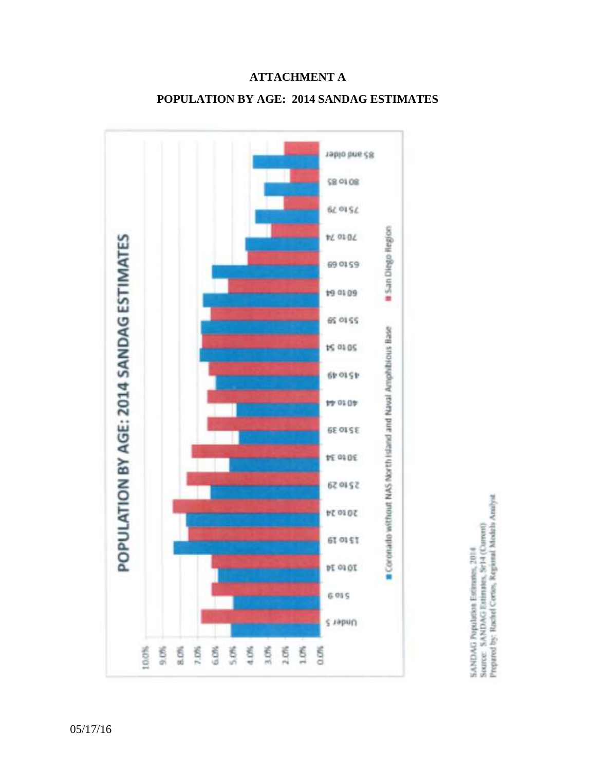**ATTACHMENT A**

**POPULATION BY AGE: 2014 SANDAG ESTIMATES**

POPULATION BY AGE: 2014 SANDAG ESTIMATES

■ Coronado without NAS North Island and Naval Amphibious Base ■ San Diego Region

SANDAG Population Estimates, 2014
Source: SANDAG Estimates, Sr14 (Current)
Prepared by: Rachel Cortes, Regional Models Analyst

05/17/16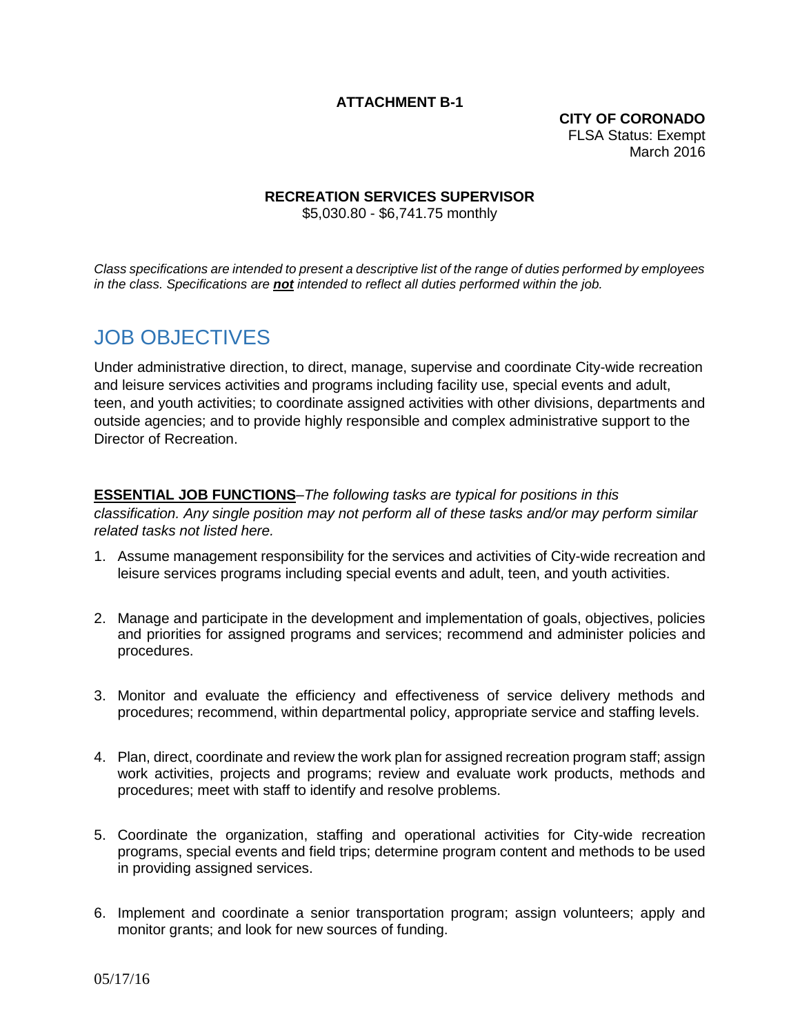**ATTACHMENT B-1**

**CITY OF CORONADO**
FLSA Status: Exempt
March 2016

**RECREATION SERVICES SUPERVISOR**
$5,030.80 - $6,741.75 monthly

*Class specifications are intended to present a descriptive list of the range of duties performed by employees in the class. Specifications are **not** intended to reflect all duties performed within the job.*

# JOB OBJECTIVES

Under administrative direction, to direct, manage, supervise and coordinate City-wide recreation and leisure services activities and programs including facility use, special events and adult, teen, and youth activities; to coordinate assigned activities with other divisions, departments and outside agencies; and to provide highly responsible and complex administrative support to the Director of Recreation.

**ESSENTIAL JOB FUNCTIONS**–*The following tasks are typical for positions in this classification. Any single position may not perform all of these tasks and/or may perform similar related tasks not listed here.*

1. Assume management responsibility for the services and activities of City-wide recreation and leisure services programs including special events and adult, teen, and youth activities.

2. Manage and participate in the development and implementation of goals, objectives, policies and priorities for assigned programs and services; recommend and administer policies and procedures.

3. Monitor and evaluate the efficiency and effectiveness of service delivery methods and procedures; recommend, within departmental policy, appropriate service and staffing levels.

4. Plan, direct, coordinate and review the work plan for assigned recreation program staff; assign work activities, projects and programs; review and evaluate work products, methods and procedures; meet with staff to identify and resolve problems.

5. Coordinate the organization, staffing and operational activities for City-wide recreation programs, special events and field trips; determine program content and methods to be used in providing assigned services.

6. Implement and coordinate a senior transportation program; assign volunteers; apply and monitor grants; and look for new sources of funding.

05/17/16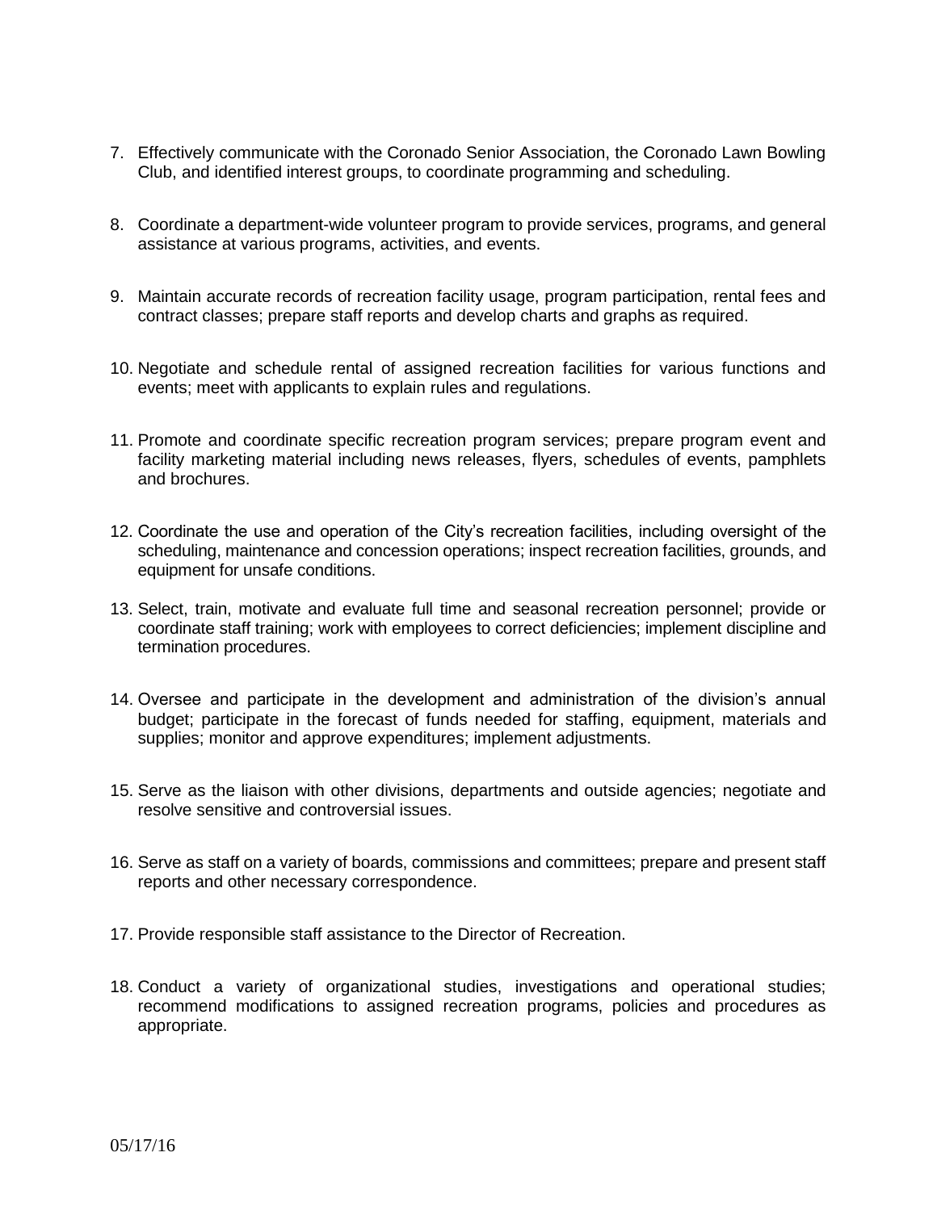7. Effectively communicate with the Coronado Senior Association, the Coronado Lawn Bowling Club, and identified interest groups, to coordinate programming and scheduling.

8. Coordinate a department-wide volunteer program to provide services, programs, and general assistance at various programs, activities, and events.

9. Maintain accurate records of recreation facility usage, program participation, rental fees and contract classes; prepare staff reports and develop charts and graphs as required.

10. Negotiate and schedule rental of assigned recreation facilities for various functions and events; meet with applicants to explain rules and regulations.

11. Promote and coordinate specific recreation program services; prepare program event and facility marketing material including news releases, flyers, schedules of events, pamphlets and brochures.

12. Coordinate the use and operation of the City's recreation facilities, including oversight of the scheduling, maintenance and concession operations; inspect recreation facilities, grounds, and equipment for unsafe conditions.

13. Select, train, motivate and evaluate full time and seasonal recreation personnel; provide or coordinate staff training; work with employees to correct deficiencies; implement discipline and termination procedures.

14. Oversee and participate in the development and administration of the division's annual budget; participate in the forecast of funds needed for staffing, equipment, materials and supplies; monitor and approve expenditures; implement adjustments.

15. Serve as the liaison with other divisions, departments and outside agencies; negotiate and resolve sensitive and controversial issues.

16. Serve as staff on a variety of boards, commissions and committees; prepare and present staff reports and other necessary correspondence.

17. Provide responsible staff assistance to the Director of Recreation.

18. Conduct a variety of organizational studies, investigations and operational studies; recommend modifications to assigned recreation programs, policies and procedures as appropriate.

05/17/16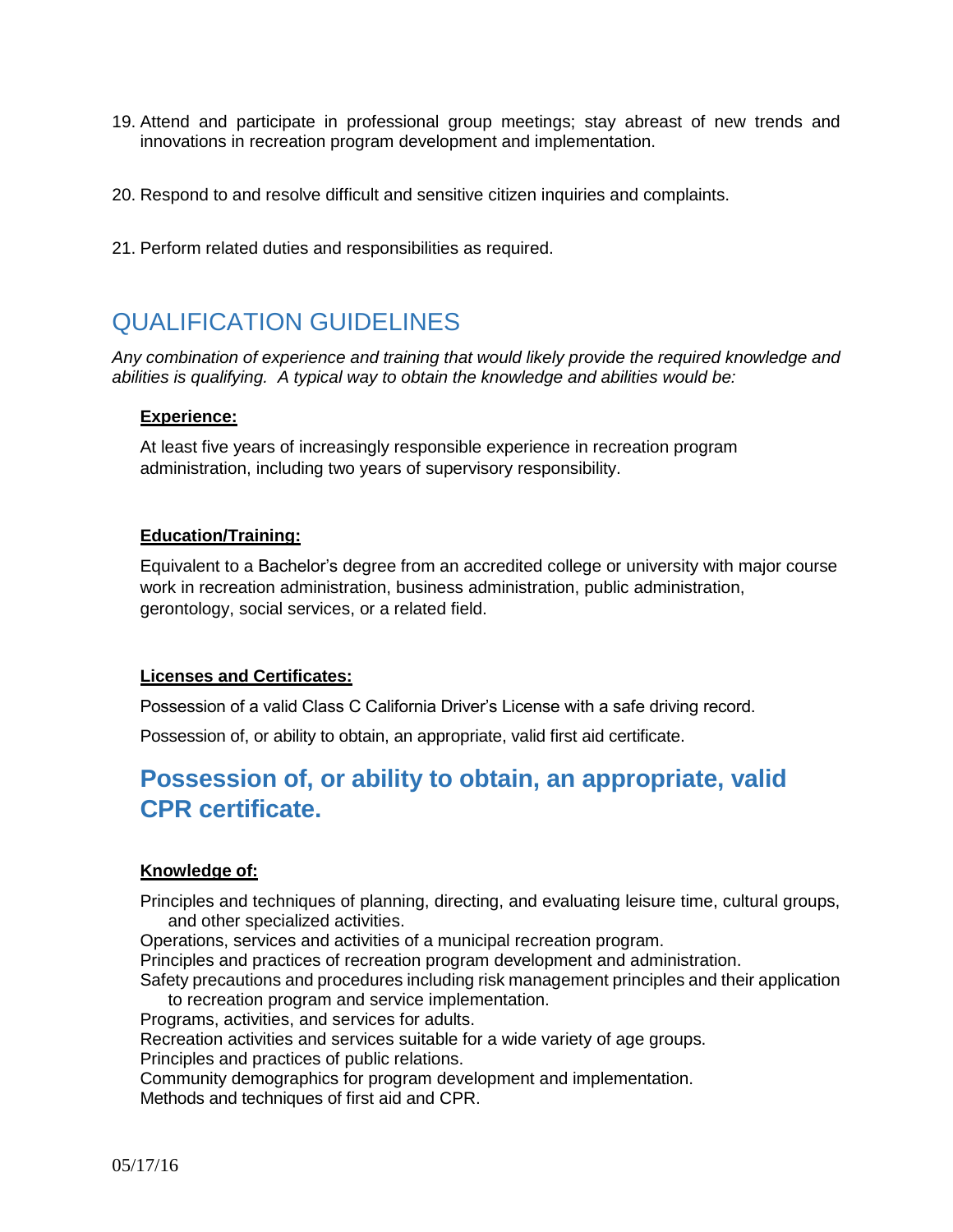19. Attend and participate in professional group meetings; stay abreast of new trends and innovations in recreation program development and implementation.

20. Respond to and resolve difficult and sensitive citizen inquiries and complaints.

21. Perform related duties and responsibilities as required.

## QUALIFICATION GUIDELINES

*Any combination of experience and training that would likely provide the required knowledge and abilities is qualifying. A typical way to obtain the knowledge and abilities would be:*

**Experience:**

At least five years of increasingly responsible experience in recreation program administration, including two years of supervisory responsibility.

**Education/Training:**

Equivalent to a Bachelor's degree from an accredited college or university with major course work in recreation administration, business administration, public administration, gerontology, social services, or a related field.

**Licenses and Certificates:**

Possession of a valid Class C California Driver's License with a safe driving record.

Possession of, or ability to obtain, an appropriate, valid first aid certificate.

## Possession of, or ability to obtain, an appropriate, valid CPR certificate.

**Knowledge of:**

Principles and techniques of planning, directing, and evaluating leisure time, cultural groups, and other specialized activities.
Operations, services and activities of a municipal recreation program.
Principles and practices of recreation program development and administration.
Safety precautions and procedures including risk management principles and their application to recreation program and service implementation.
Programs, activities, and services for adults.
Recreation activities and services suitable for a wide variety of age groups.
Principles and practices of public relations.
Community demographics for program development and implementation.
Methods and techniques of first aid and CPR.

05/17/16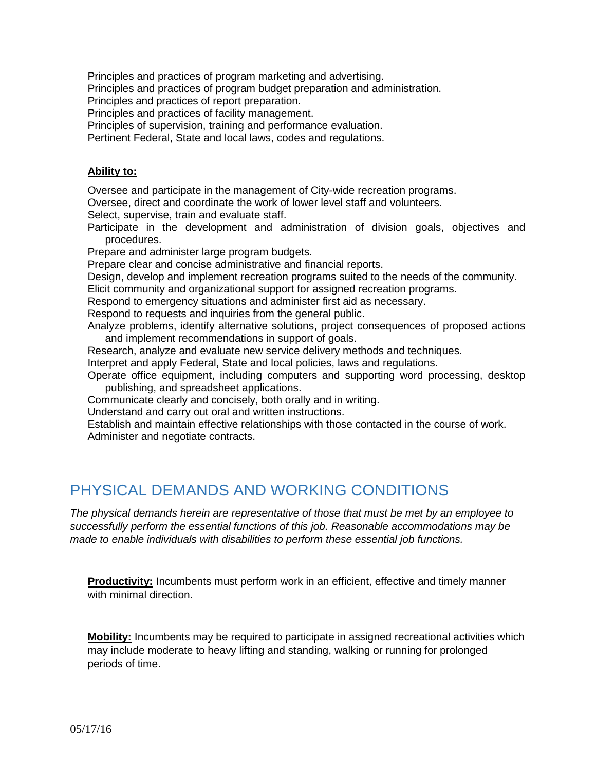Principles and practices of program marketing and advertising.
Principles and practices of program budget preparation and administration.
Principles and practices of report preparation.
Principles and practices of facility management.
Principles of supervision, training and performance evaluation.
Pertinent Federal, State and local laws, codes and regulations.

**Ability to:**

Oversee and participate in the management of City-wide recreation programs.
Oversee, direct and coordinate the work of lower level staff and volunteers.
Select, supervise, train and evaluate staff.
Participate in the development and administration of division goals, objectives and procedures.
Prepare and administer large program budgets.
Prepare clear and concise administrative and financial reports.
Design, develop and implement recreation programs suited to the needs of the community.
Elicit community and organizational support for assigned recreation programs.
Respond to emergency situations and administer first aid as necessary.
Respond to requests and inquiries from the general public.
Analyze problems, identify alternative solutions, project consequences of proposed actions and implement recommendations in support of goals.
Research, analyze and evaluate new service delivery methods and techniques.
Interpret and apply Federal, State and local policies, laws and regulations.
Operate office equipment, including computers and supporting word processing, desktop publishing, and spreadsheet applications.
Communicate clearly and concisely, both orally and in writing.
Understand and carry out oral and written instructions.
Establish and maintain effective relationships with those contacted in the course of work.
Administer and negotiate contracts.

## PHYSICAL DEMANDS AND WORKING CONDITIONS

*The physical demands herein are representative of those that must be met by an employee to successfully perform the essential functions of this job. Reasonable accommodations may be made to enable individuals with disabilities to perform these essential job functions.*

**Productivity:** Incumbents must perform work in an efficient, effective and timely manner with minimal direction.

**Mobility:** Incumbents may be required to participate in assigned recreational activities which may include moderate to heavy lifting and standing, walking or running for prolonged periods of time.

05/17/16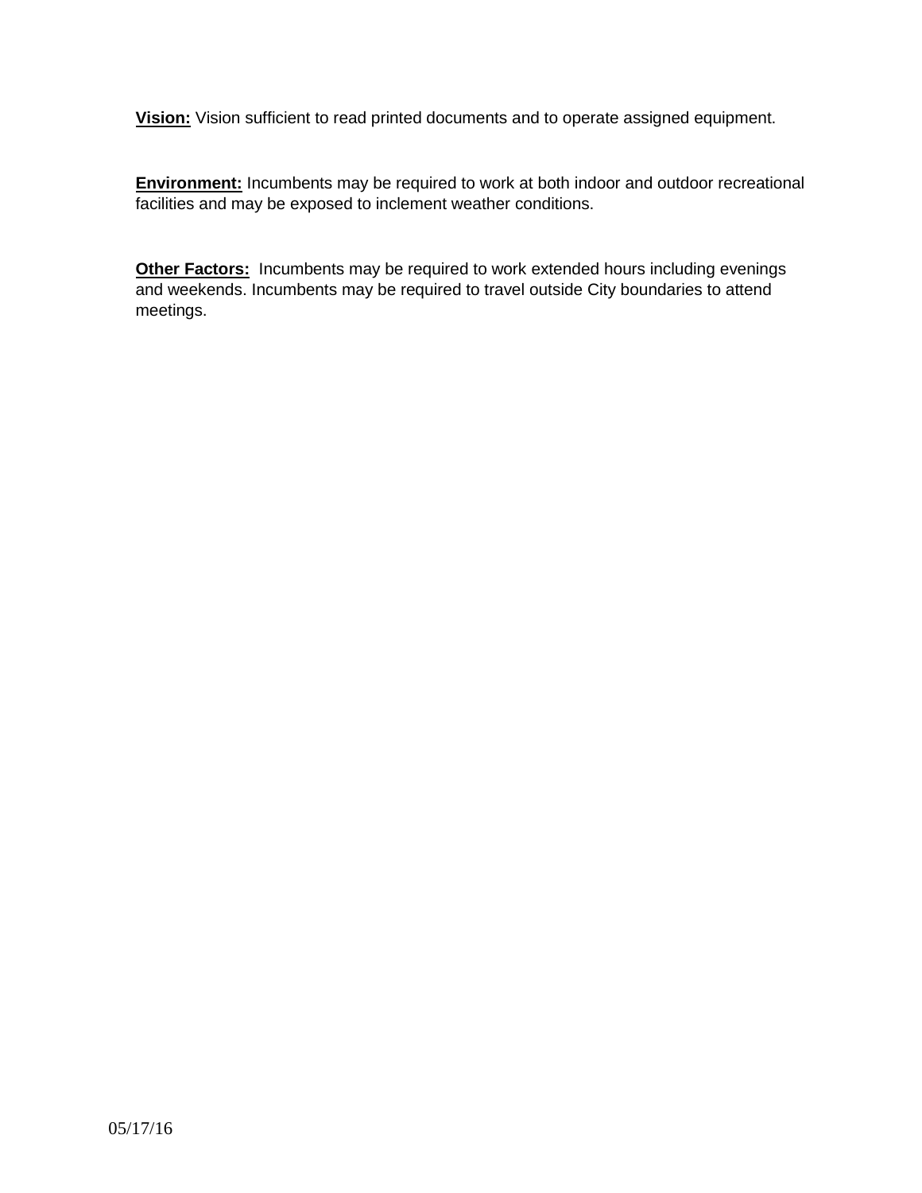**Vision:** Vision sufficient to read printed documents and to operate assigned equipment.

**Environment:** Incumbents may be required to work at both indoor and outdoor recreational facilities and may be exposed to inclement weather conditions.

**Other Factors:** Incumbents may be required to work extended hours including evenings and weekends. Incumbents may be required to travel outside City boundaries to attend meetings.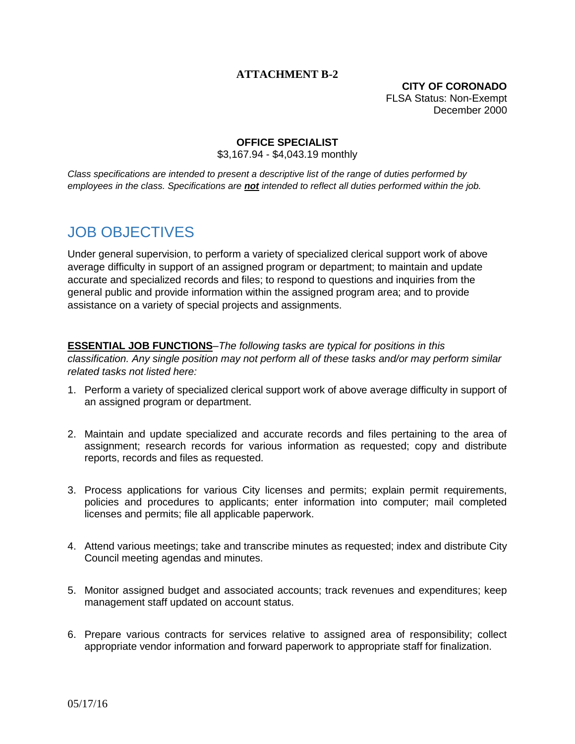**ATTACHMENT B-2**

**CITY OF CORONADO**
FLSA Status: Non-Exempt
December 2000

**OFFICE SPECIALIST**
$3,167.94 - $4,043.19 monthly

*Class specifications are intended to present a descriptive list of the range of duties performed by employees in the class. Specifications are **not** intended to reflect all duties performed within the job.*

# JOB OBJECTIVES

Under general supervision, to perform a variety of specialized clerical support work of above average difficulty in support of an assigned program or department; to maintain and update accurate and specialized records and files; to respond to questions and inquiries from the general public and provide information within the assigned program area; and to provide assistance on a variety of special projects and assignments.

**ESSENTIAL JOB FUNCTIONS**–*The following tasks are typical for positions in this classification. Any single position may not perform all of these tasks and/or may perform similar related tasks not listed here:*

1. Perform a variety of specialized clerical support work of above average difficulty in support of an assigned program or department.
2. Maintain and update specialized and accurate records and files pertaining to the area of assignment; research records for various information as requested; copy and distribute reports, records and files as requested.
3. Process applications for various City licenses and permits; explain permit requirements, policies and procedures to applicants; enter information into computer; mail completed licenses and permits; file all applicable paperwork.
4. Attend various meetings; take and transcribe minutes as requested; index and distribute City Council meeting agendas and minutes.
5. Monitor assigned budget and associated accounts; track revenues and expenditures; keep management staff updated on account status.
6. Prepare various contracts for services relative to assigned area of responsibility; collect appropriate vendor information and forward paperwork to appropriate staff for finalization.

05/17/16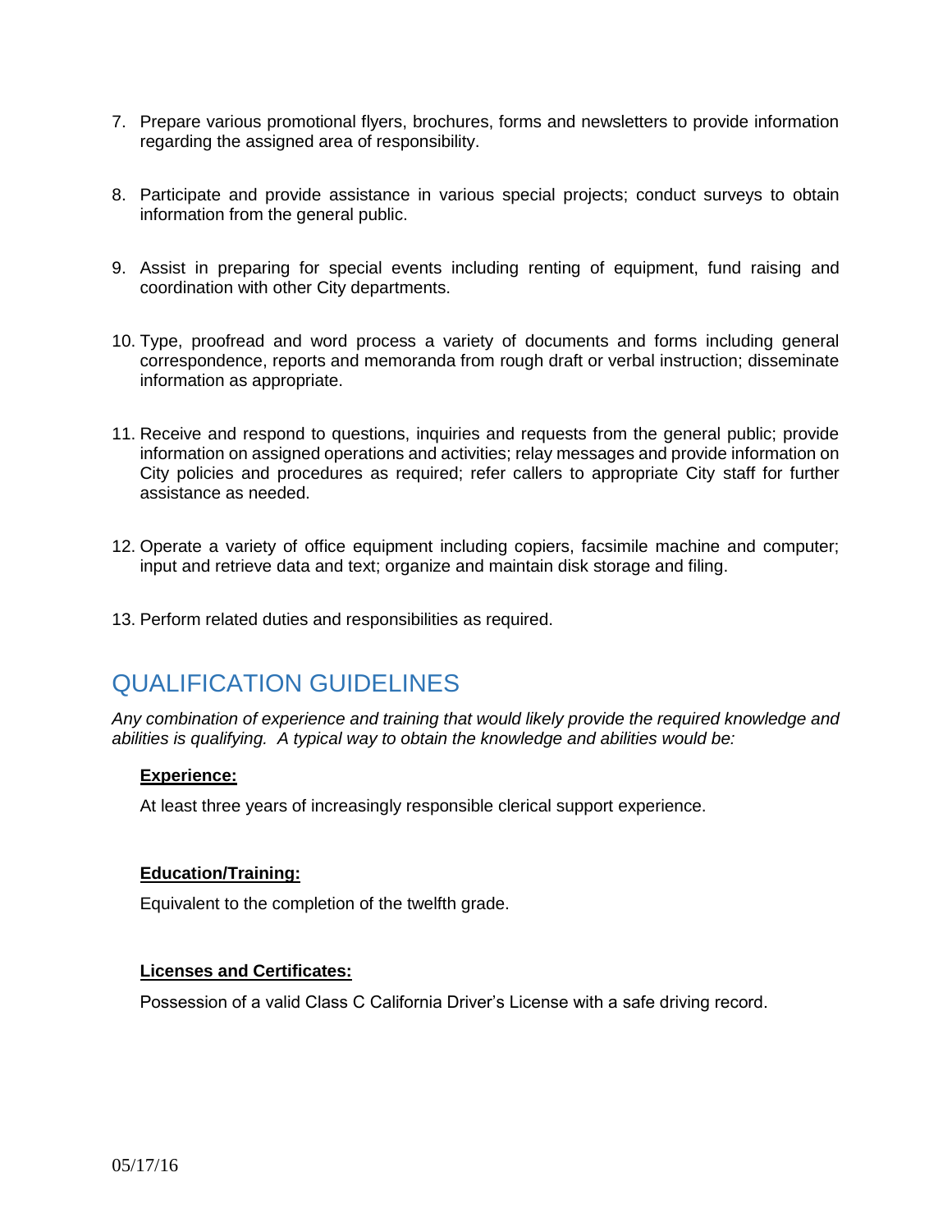7. Prepare various promotional flyers, brochures, forms and newsletters to provide information regarding the assigned area of responsibility.

8. Participate and provide assistance in various special projects; conduct surveys to obtain information from the general public.

9. Assist in preparing for special events including renting of equipment, fund raising and coordination with other City departments.

10. Type, proofread and word process a variety of documents and forms including general correspondence, reports and memoranda from rough draft or verbal instruction; disseminate information as appropriate.

11. Receive and respond to questions, inquiries and requests from the general public; provide information on assigned operations and activities; relay messages and provide information on City policies and procedures as required; refer callers to appropriate City staff for further assistance as needed.

12. Operate a variety of office equipment including copiers, facsimile machine and computer; input and retrieve data and text; organize and maintain disk storage and filing.

13. Perform related duties and responsibilities as required.

## QUALIFICATION GUIDELINES

*Any combination of experience and training that would likely provide the required knowledge and abilities is qualifying. A typical way to obtain the knowledge and abilities would be:*

**Experience:**

At least three years of increasingly responsible clerical support experience.

**Education/Training:**

Equivalent to the completion of the twelfth grade.

**Licenses and Certificates:**

Possession of a valid Class C California Driver's License with a safe driving record.

05/17/16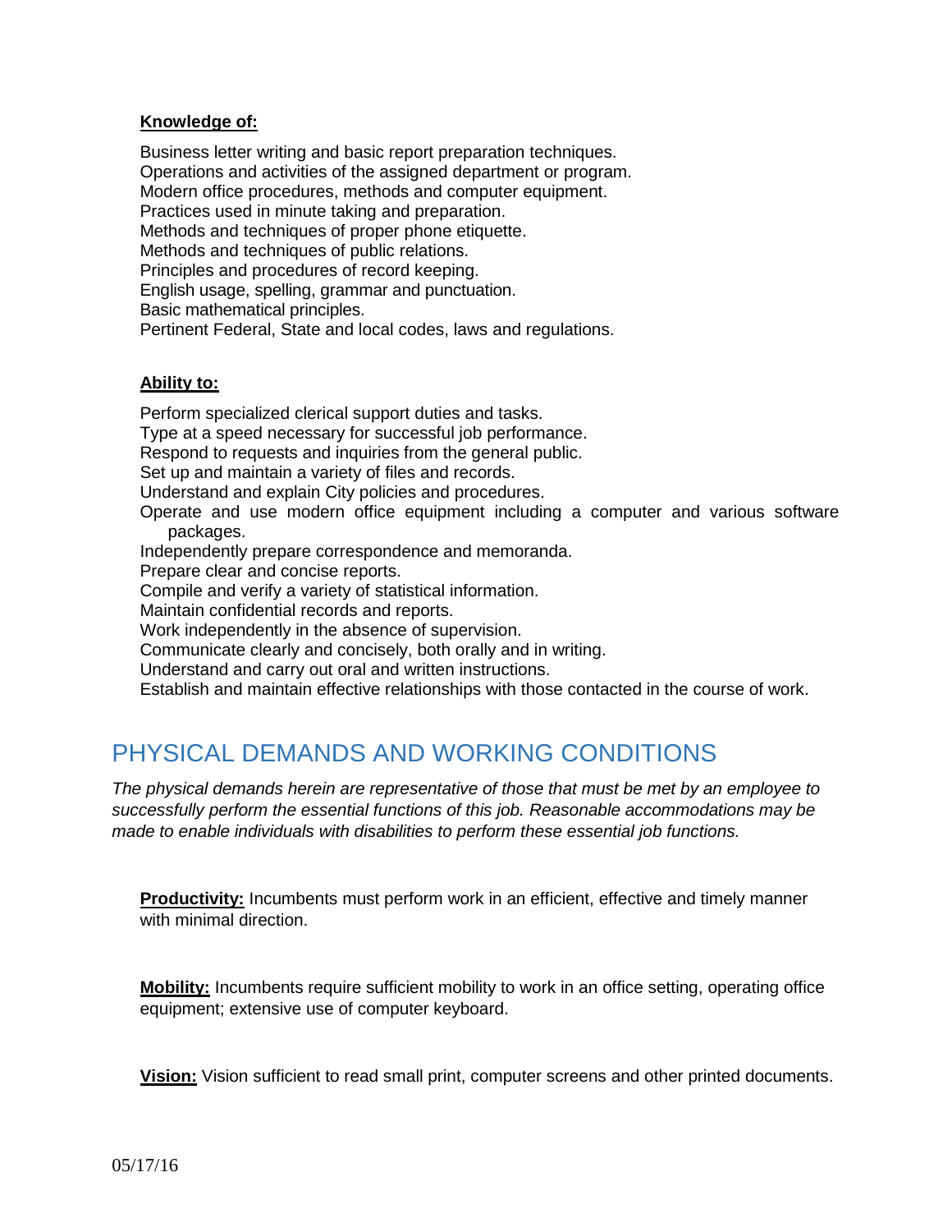**Knowledge of:**

Business letter writing and basic report preparation techniques.
Operations and activities of the assigned department or program.
Modern office procedures, methods and computer equipment.
Practices used in minute taking and preparation.
Methods and techniques of proper phone etiquette.
Methods and techniques of public relations.
Principles and procedures of record keeping.
English usage, spelling, grammar and punctuation.
Basic mathematical principles.
Pertinent Federal, State and local codes, laws and regulations.

**Ability to:**

Perform specialized clerical support duties and tasks.
Type at a speed necessary for successful job performance.
Respond to requests and inquiries from the general public.
Set up and maintain a variety of files and records.
Understand and explain City policies and procedures.
Operate and use modern office equipment including a computer and various software packages.
Independently prepare correspondence and memoranda.
Prepare clear and concise reports.
Compile and verify a variety of statistical information.
Maintain confidential records and reports.
Work independently in the absence of supervision.
Communicate clearly and concisely, both orally and in writing.
Understand and carry out oral and written instructions.
Establish and maintain effective relationships with those contacted in the course of work.

# PHYSICAL DEMANDS AND WORKING CONDITIONS

*The physical demands herein are representative of those that must be met by an employee to successfully perform the essential functions of this job. Reasonable accommodations may be made to enable individuals with disabilities to perform these essential job functions.*

**Productivity:** Incumbents must perform work in an efficient, effective and timely manner with minimal direction.

**Mobility:** Incumbents require sufficient mobility to work in an office setting, operating office equipment; extensive use of computer keyboard.

**Vision:** Vision sufficient to read small print, computer screens and other printed documents.

05/17/16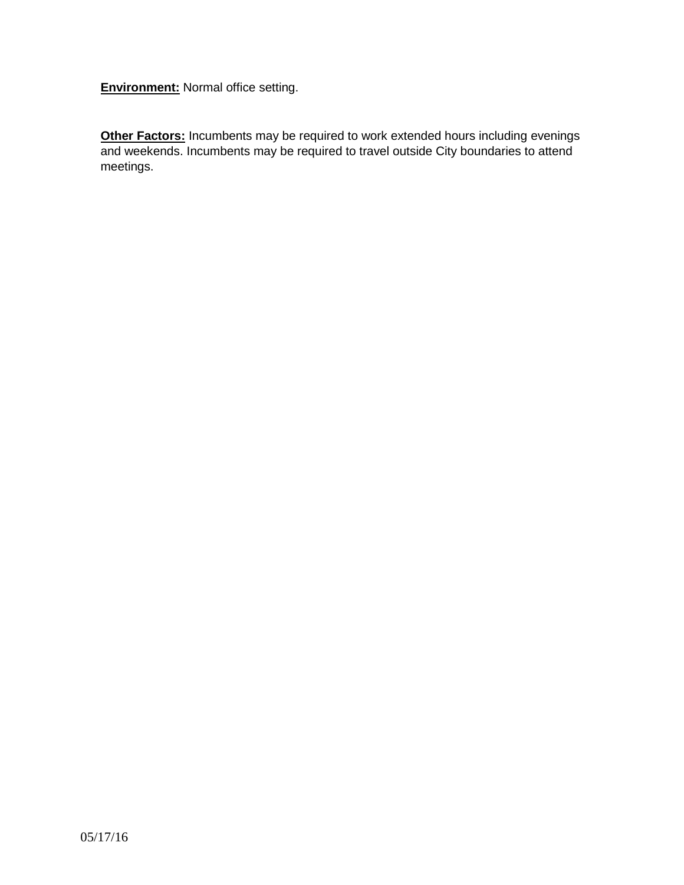**Environment:** Normal office setting.

**Other Factors:** Incumbents may be required to work extended hours including evenings and weekends. Incumbents may be required to travel outside City boundaries to attend meetings.

05/17/16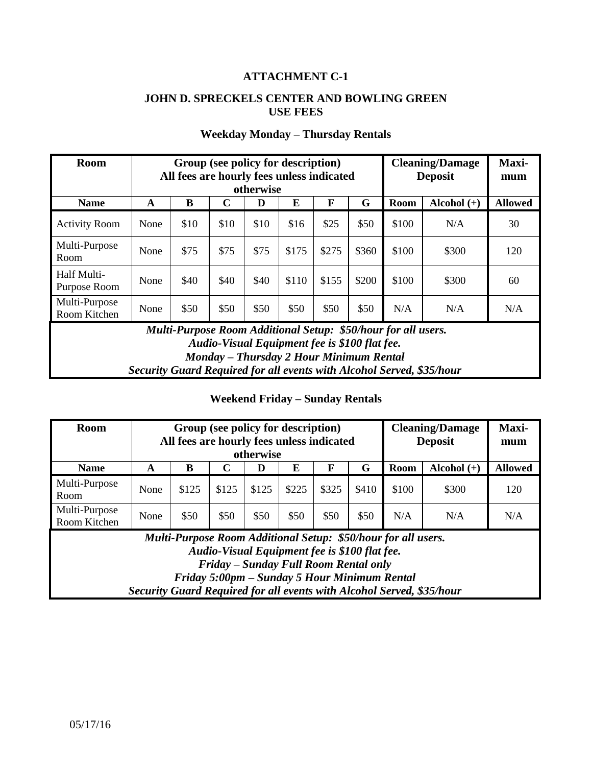**ATTACHMENT C-1**

**JOHN D. SPRECKELS CENTER AND BOWLING GREEN USE FEES**

**Weekday Monday – Thursday Rentals**

| Room | Group (see policy for description) All fees are hourly fees unless indicated otherwise | | | | | | | Cleaning/Damage Deposit | | Maxi-mum |
|---|---|---|---|---|---|---|---|---|---|---|
| **Name** | **A** | **B** | **C** | **D** | **E** | **F** | **G** | **Room** | **Alcohol (+)** | **Allowed** |
| Activity Room | None | $10 | $10 | $10 | $16 | $25 | $50 | $100 | N/A | 30 |
| Multi-Purpose Room | None | $75 | $75 | $75 | $175 | $275 | $360 | $100 | $300 | 120 |
| Half Multi-Purpose Room | None | $40 | $40 | $40 | $110 | $155 | $200 | $100 | $300 | 60 |
| Multi-Purpose Room Kitchen | None | $50 | $50 | $50 | $50 | $50 | $50 | N/A | N/A | N/A |

***Multi-Purpose Room Additional Setup: $50/hour for all users.***
***Audio-Visual Equipment fee is $100 flat fee.***
***Monday – Thursday 2 Hour Minimum Rental***
***Security Guard Required for all events with Alcohol Served, $35/hour***

**Weekend Friday – Sunday Rentals**

| Room | Group (see policy for description) All fees are hourly fees unless indicated otherwise | | | | | | | Cleaning/Damage Deposit | | Maxi-mum |
|---|---|---|---|---|---|---|---|---|---|---|
| **Name** | **A** | **B** | **C** | **D** | **E** | **F** | **G** | **Room** | **Alcohol (+)** | **Allowed** |
| Multi-Purpose Room | None | $125 | $125 | $125 | $225 | $325 | $410 | $100 | $300 | 120 |
| Multi-Purpose Room Kitchen | None | $50 | $50 | $50 | $50 | $50 | $50 | N/A | N/A | N/A |

***Multi-Purpose Room Additional Setup: $50/hour for all users.***
***Audio-Visual Equipment fee is $100 flat fee.***
***Friday – Sunday Full Room Rental only***
***Friday 5:00pm – Sunday 5 Hour Minimum Rental***
***Security Guard Required for all events with Alcohol Served, $35/hour***

05/17/16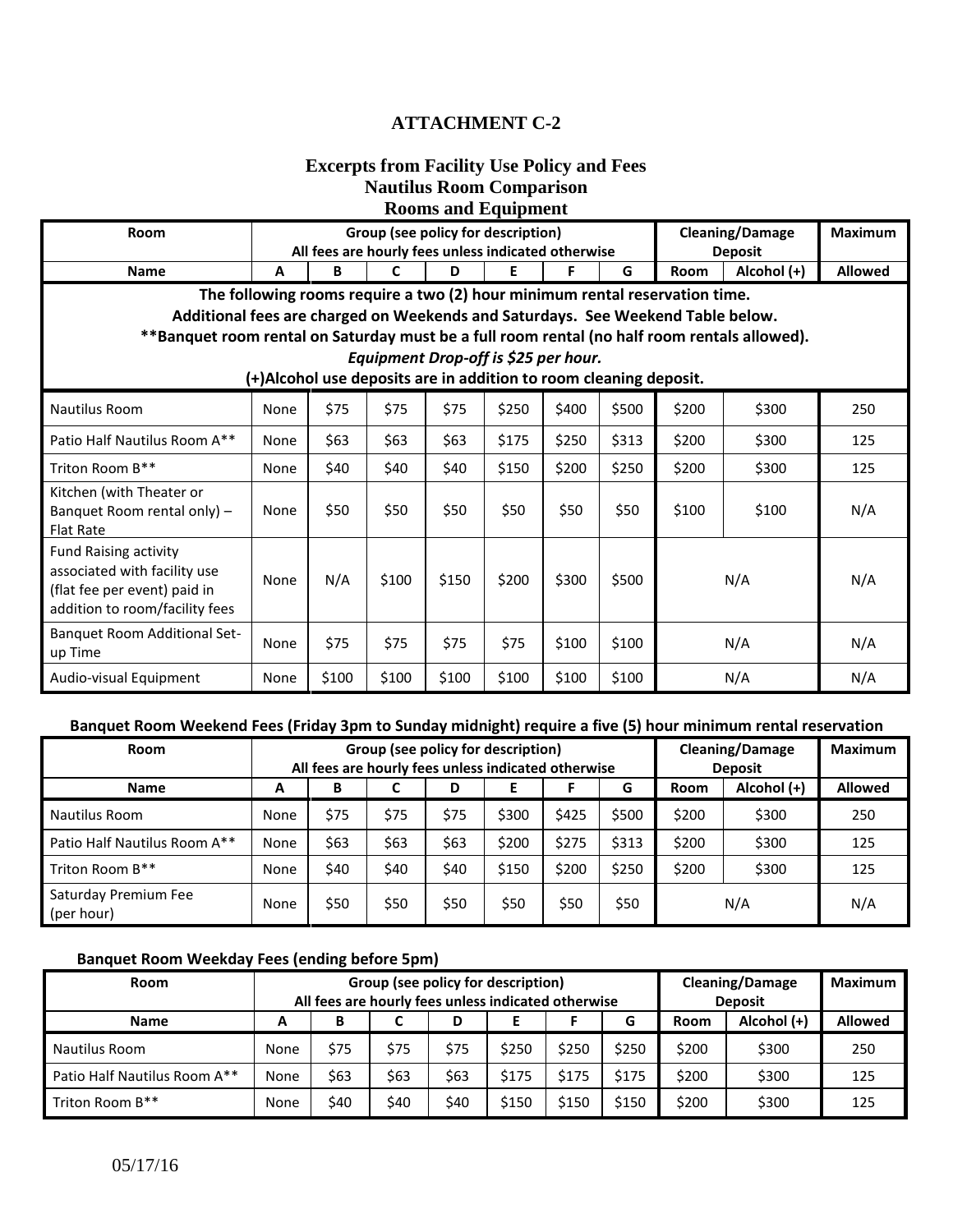# ATTACHMENT C-2

## Excerpts from Facility Use Policy and Fees
## Nautilus Room Comparison
## Rooms and Equipment

| Room | Group (see policy for description) All fees are hourly fees unless indicated otherwise | | | | | | | Cleaning/Damage Deposit | | Maximum |
|---|---|---|---|---|---|---|---|---|---|---|
| **Name** | **A** | **B** | **C** | **D** | **E** | **F** | **G** | **Room** | **Alcohol (+)** | **Allowed** |
| **The following rooms require a two (2) hour minimum rental reservation time. Additional fees are charged on Weekends and Saturdays. See Weekend Table below. \*\*Banquet room rental on Saturday must be a full room rental (no half room rentals allowed).** ***Equipment Drop-off is $25 per hour.*** **(+)Alcohol use deposits are in addition to room cleaning deposit.** | | | | | | | | | | |
| Nautilus Room | None | $75 | $75 | $75 | $250 | $400 | $500 | $200 | $300 | 250 |
| Patio Half Nautilus Room A** | None | $63 | $63 | $63 | $175 | $250 | $313 | $200 | $300 | 125 |
| Triton Room B** | None | $40 | $40 | $40 | $150 | $200 | $250 | $200 | $300 | 125 |
| Kitchen (with Theater or Banquet Room rental only) – Flat Rate | None | $50 | $50 | $50 | $50 | $50 | $50 | $100 | $100 | N/A |
| Fund Raising activity associated with facility use (flat fee per event) paid in addition to room/facility fees | None | N/A | $100 | $150 | $200 | $300 | $500 | N/A | | N/A |
| Banquet Room Additional Set-up Time | None | $75 | $75 | $75 | $75 | $100 | $100 | N/A | | N/A |
| Audio-visual Equipment | None | $100 | $100 | $100 | $100 | $100 | $100 | N/A | | N/A |

**Banquet Room Weekend Fees (Friday 3pm to Sunday midnight) require a five (5) hour minimum rental reservation**

| Room | Group (see policy for description) All fees are hourly fees unless indicated otherwise | | | | | | | Cleaning/Damage Deposit | | Maximum |
|---|---|---|---|---|---|---|---|---|---|---|
| **Name** | **A** | **B** | **C** | **D** | **E** | **F** | **G** | **Room** | **Alcohol (+)** | **Allowed** |
| Nautilus Room | None | $75 | $75 | $75 | $300 | $425 | $500 | $200 | $300 | 250 |
| Patio Half Nautilus Room A** | None | $63 | $63 | $63 | $200 | $275 | $313 | $200 | $300 | 125 |
| Triton Room B** | None | $40 | $40 | $40 | $150 | $200 | $250 | $200 | $300 | 125 |
| Saturday Premium Fee (per hour) | None | $50 | $50 | $50 | $50 | $50 | $50 | N/A | | N/A |

**Banquet Room Weekday Fees (ending before 5pm)**

| Room | Group (see policy for description) All fees are hourly fees unless indicated otherwise | | | | | | | Cleaning/Damage Deposit | | Maximum |
|---|---|---|---|---|---|---|---|---|---|---|
| **Name** | **A** | **B** | **C** | **D** | **E** | **F** | **G** | **Room** | **Alcohol (+)** | **Allowed** |
| Nautilus Room | None | $75 | $75 | $75 | $250 | $250 | $250 | $200 | $300 | 250 |
| Patio Half Nautilus Room A** | None | $63 | $63 | $63 | $175 | $175 | $175 | $200 | $300 | 125 |
| Triton Room B** | None | $40 | $40 | $40 | $150 | $150 | $150 | $200 | $300 | 125 |

05/17/16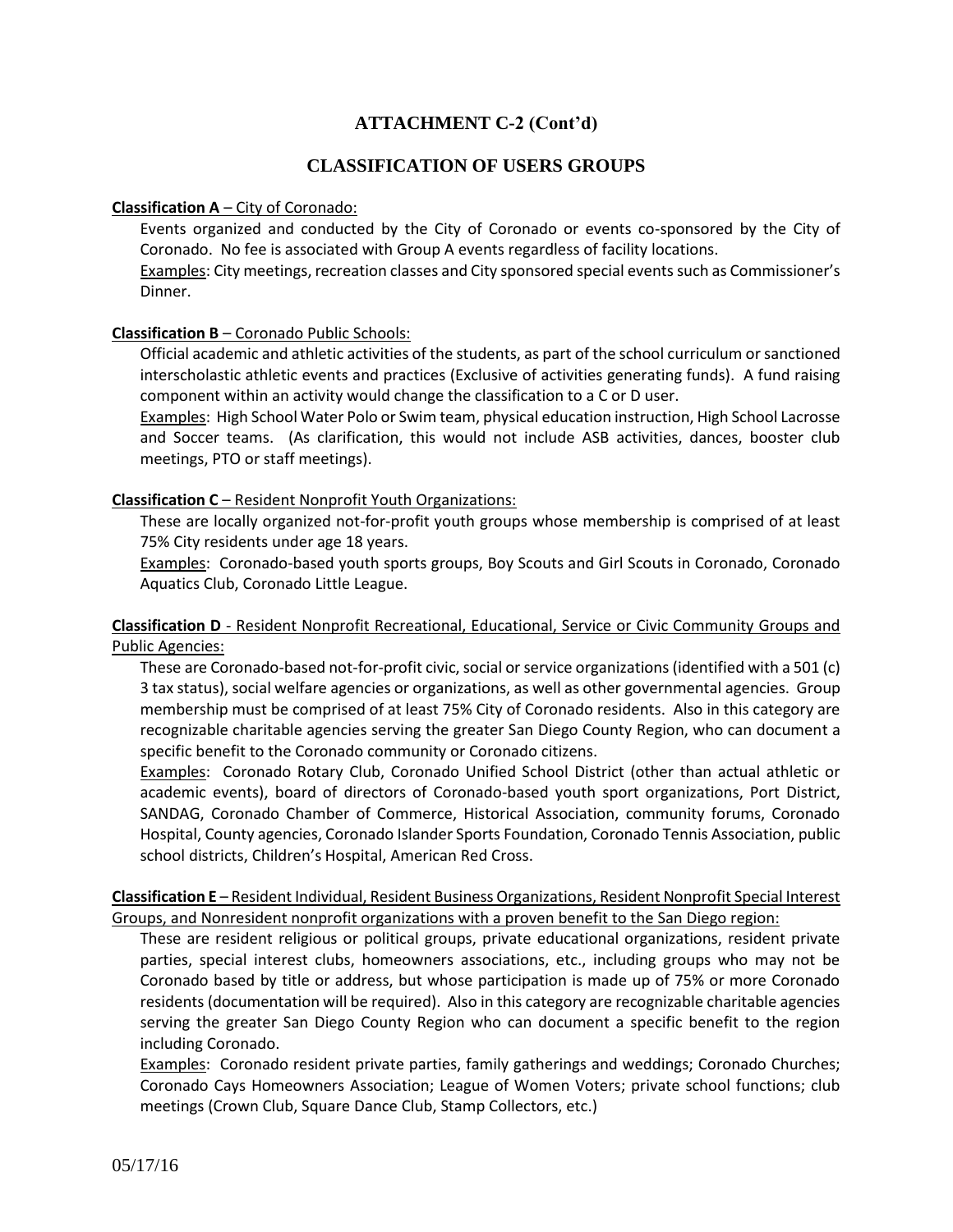## ATTACHMENT C-2 (Cont'd)

## CLASSIFICATION OF USERS GROUPS

**Classification A** – <u>City of Coronado:</u>

Events organized and conducted by the City of Coronado or events co-sponsored by the City of Coronado. No fee is associated with Group A events regardless of facility locations.

<u>Examples</u>: City meetings, recreation classes and City sponsored special events such as Commissioner's Dinner.

**Classification B** – <u>Coronado Public Schools:</u>

Official academic and athletic activities of the students, as part of the school curriculum or sanctioned interscholastic athletic events and practices (Exclusive of activities generating funds). A fund raising component within an activity would change the classification to a C or D user.

<u>Examples</u>: High School Water Polo or Swim team, physical education instruction, High School Lacrosse and Soccer teams. (As clarification, this would not include ASB activities, dances, booster club meetings, PTO or staff meetings).

**Classification C** – <u>Resident Nonprofit Youth Organizations:</u>

These are locally organized not-for-profit youth groups whose membership is comprised of at least 75% City residents under age 18 years.

<u>Examples</u>: Coronado-based youth sports groups, Boy Scouts and Girl Scouts in Coronado, Coronado Aquatics Club, Coronado Little League.

**Classification D** - <u>Resident Nonprofit Recreational, Educational, Service or Civic Community Groups and Public Agencies:</u>

These are Coronado-based not-for-profit civic, social or service organizations (identified with a 501 (c) 3 tax status), social welfare agencies or organizations, as well as other governmental agencies. Group membership must be comprised of at least 75% City of Coronado residents. Also in this category are recognizable charitable agencies serving the greater San Diego County Region, who can document a specific benefit to the Coronado community or Coronado citizens.

<u>Examples</u>: Coronado Rotary Club, Coronado Unified School District (other than actual athletic or academic events), board of directors of Coronado-based youth sport organizations, Port District, SANDAG, Coronado Chamber of Commerce, Historical Association, community forums, Coronado Hospital, County agencies, Coronado Islander Sports Foundation, Coronado Tennis Association, public school districts, Children's Hospital, American Red Cross.

**Classification E** – <u>Resident Individual, Resident Business Organizations, Resident Nonprofit Special Interest Groups, and Nonresident nonprofit organizations with a proven benefit to the San Diego region:</u>

These are resident religious or political groups, private educational organizations, resident private parties, special interest clubs, homeowners associations, etc., including groups who may not be Coronado based by title or address, but whose participation is made up of 75% or more Coronado residents (documentation will be required). Also in this category are recognizable charitable agencies serving the greater San Diego County Region who can document a specific benefit to the region including Coronado.

<u>Examples</u>: Coronado resident private parties, family gatherings and weddings; Coronado Churches; Coronado Cays Homeowners Association; League of Women Voters; private school functions; club meetings (Crown Club, Square Dance Club, Stamp Collectors, etc.)

05/17/16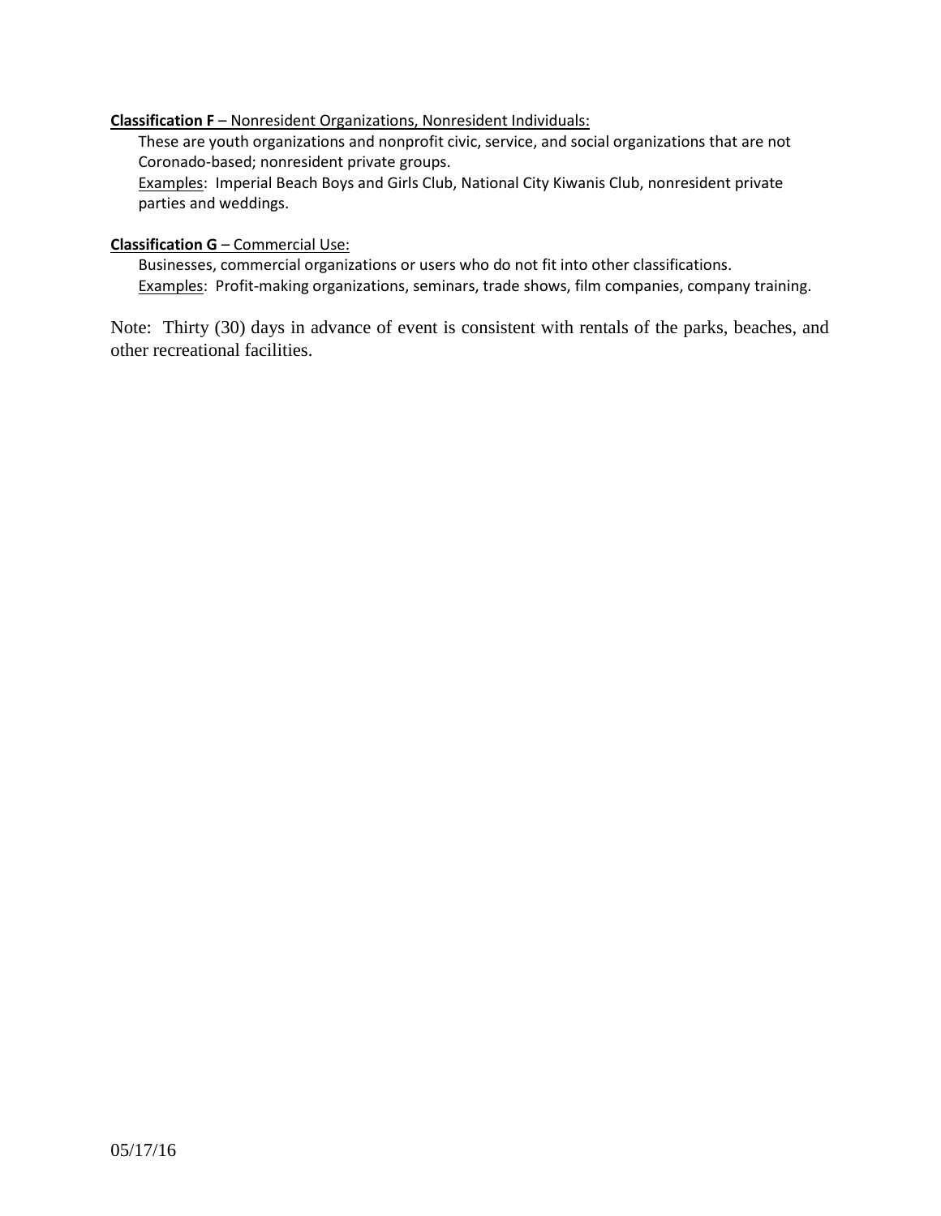**Classification F** – Nonresident Organizations, Nonresident Individuals:

These are youth organizations and nonprofit civic, service, and social organizations that are not Coronado-based; nonresident private groups.

Examples: Imperial Beach Boys and Girls Club, National City Kiwanis Club, nonresident private parties and weddings.

**Classification G** – Commercial Use:

Businesses, commercial organizations or users who do not fit into other classifications.

Examples: Profit-making organizations, seminars, trade shows, film companies, company training.

Note: Thirty (30) days in advance of event is consistent with rentals of the parks, beaches, and other recreational facilities.

05/17/16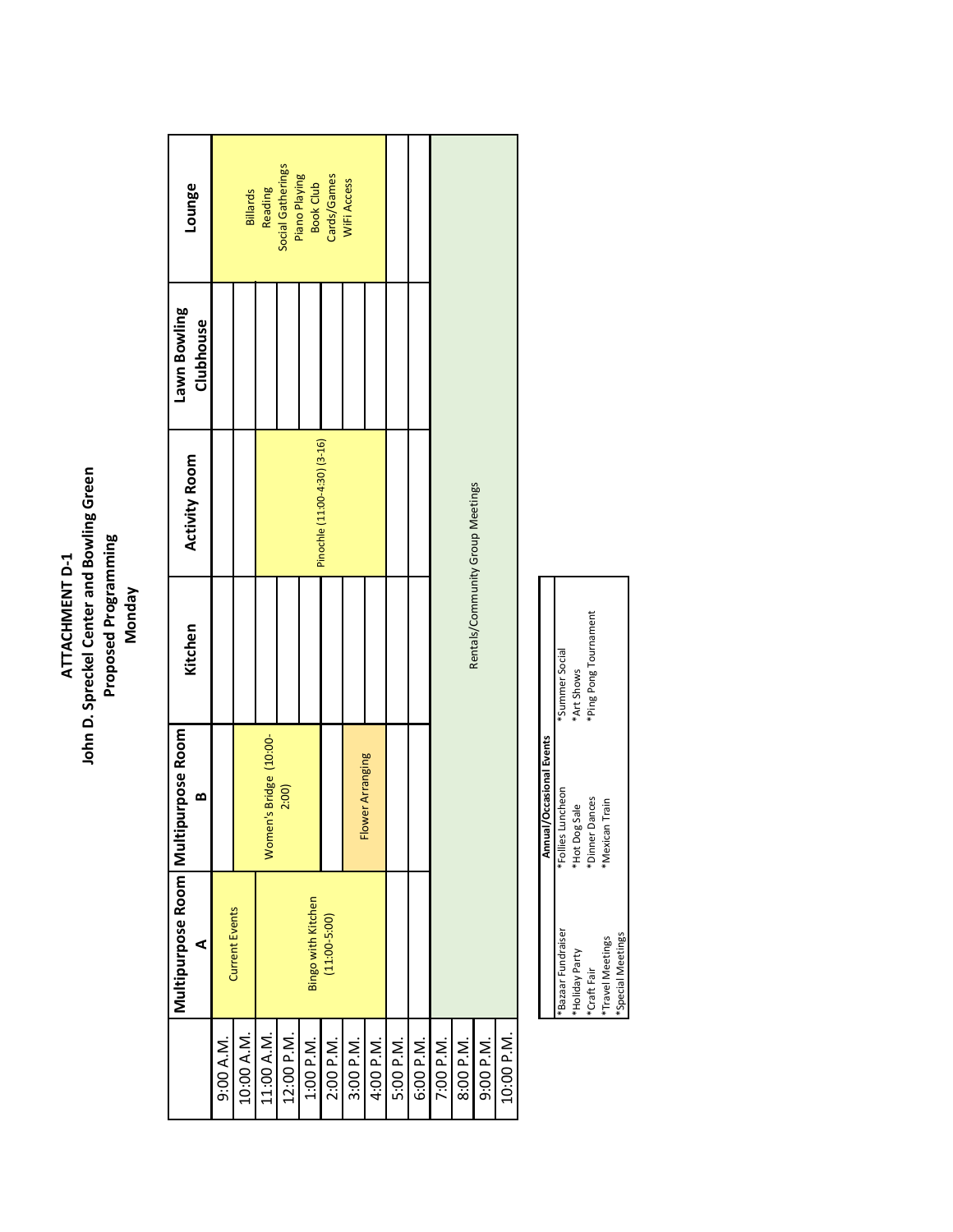# ATTACHMENT D-1
## John D. Spreckel Center and Bowling Green
### Proposed Programming
### Monday

| | Multipurpose Room A | Multipurpose Room B | Kitchen | Activity Room | Lawn Bowling Clubhouse | Lounge |
|---|---|---|---|---|---|---|
| 9:00 A.M. | Current Events | | | | | Billards<br>Reading<br>Social Gatherings<br>Piano Playing<br>Book Club<br>Cards/Games<br>WiFi Access |
| 10:00 A.M. | Current Events | Women's Bridge (10:00-2:00) | | | | |
| 11:00 A.M. | Bingo with Kitchen (11:00-5:00) | Women's Bridge (10:00-2:00) | | Pinochle (11:00-4:30) (3-16) | | |
| 12:00 P.M. | Bingo with Kitchen (11:00-5:00) | Women's Bridge (10:00-2:00) | | Pinochle (11:00-4:30) (3-16) | | |
| 1:00 P.M. | Bingo with Kitchen (11:00-5:00) | Women's Bridge (10:00-2:00) | | Pinochle (11:00-4:30) (3-16) | | |
| 2:00 P.M. | Bingo with Kitchen (11:00-5:00) | | | Pinochle (11:00-4:30) (3-16) | | |
| 3:00 P.M. | Bingo with Kitchen (11:00-5:00) | Flower Arranging | | Pinochle (11:00-4:30) (3-16) | | |
| 4:00 P.M. | Bingo with Kitchen (11:00-5:00) | Flower Arranging | | Pinochle (11:00-4:30) (3-16) | | |
| 5:00 P.M. | | | | | | |
| 6:00 P.M. | | | | | | |
| 7:00 P.M. | Rentals/Community Group Meetings | | | | | |
| 8:00 P.M. | Rentals/Community Group Meetings | | | | | |
| 9:00 P.M. | Rentals/Community Group Meetings | | | | | |
| 10:00 P.M. | Rentals/Community Group Meetings | | | | | |

| Annual/Occasional Events | | |
|---|---|---|
| *Bazaar Fundraiser | *Follies Luncheon | *Summer Social |
| *Holiday Party | *Hot Dog Sale | *Art Shows |
| *Craft Fair | *Dinner Dances | *Ping Pong Tournament |
| *Travel Meetings | *Mexican Train | |
| *Special Meetings | | |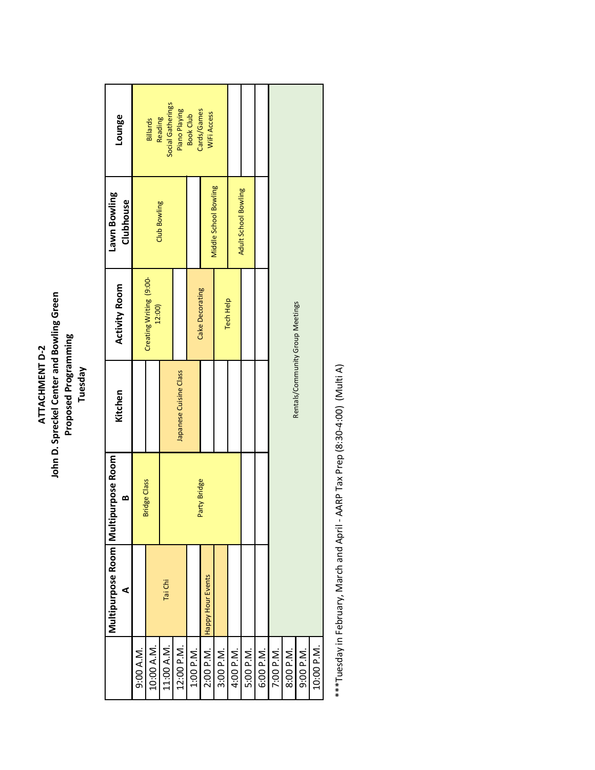**ATTACHMENT D-2**
**John D. Spreckel Center and Bowling Green**
**Proposed Programming**
**Tuesday**

| | Multipurpose Room A | Multipurpose Room B | Kitchen | Activity Room | Lawn Bowling Clubhouse | Lounge |
|---|---|---|---|---|---|---|
| 9:00 A.M. | | Bridge Class | | Creating Writing (9:00-12:00) | Club Bowling | Billards<br>Reading<br>Social Gatherings<br>Piano Playing<br>Book Club<br>Cards/Games<br>WiFi Access |
| 10:00 A.M. | Tai Chi | Bridge Class | | Creating Writing (9:00-12:00) | Club Bowling | |
| 11:00 A.M. | Tai Chi | Party Bridge | Japanese Cuisine Class | Creating Writing (9:00-12:00) | Club Bowling | |
| 12:00 P.M. | Tai Chi | Party Bridge | Japanese Cuisine Class | | Club Bowling | |
| 1:00 P.M. | | Party Bridge | Japanese Cuisine Class | Cake Decorating | | |
| 2:00 P.M. | Happy Hour Events | Party Bridge | | Cake Decorating | Middle School Bowling | |
| 3:00 P.M. | Happy Hour Events | Party Bridge | | Tech Help | Middle School Bowling | |
| 4:00 P.M. | | Party Bridge | | Tech Help | Adult School Bowling | |
| 5:00 P.M. | | | | | Adult School Bowling | |
| 6:00 P.M. | | | | | | |
| 7:00 P.M. | Rentals/Community Group Meetings | | | | | |
| 8:00 P.M. | Rentals/Community Group Meetings | | | | | |
| 9:00 P.M. | Rentals/Community Group Meetings | | | | | |
| 10:00 P.M. | Rentals/Community Group Meetings | | | | | |

***Tuesday in February, March and April - AARP Tax Prep (8:30-4:00) (Multi A)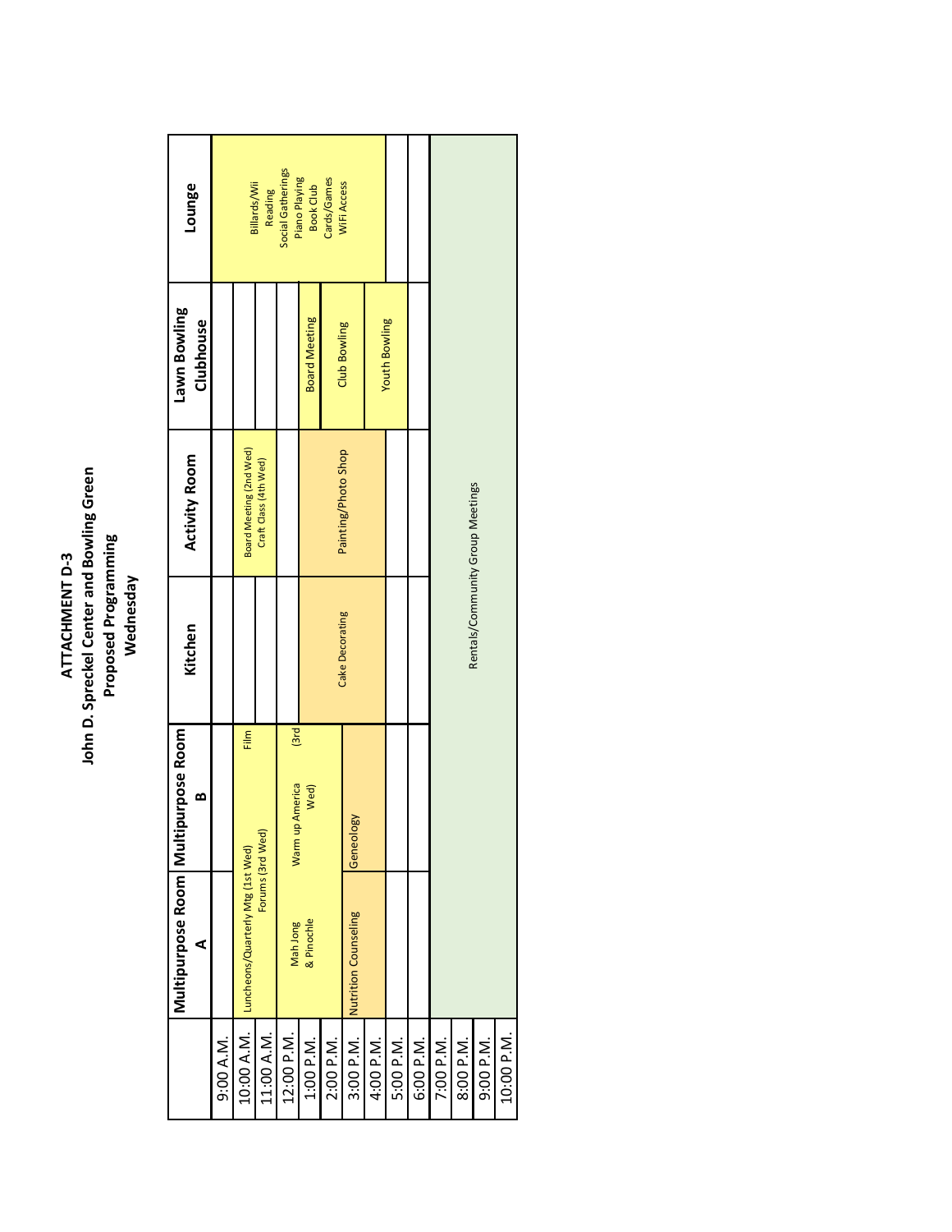# ATTACHMENT D-3
## John D. Spreckel Center and Bowling Green
### Proposed Programming
### Wednesday

| | Multipurpose Room A | Multipurpose Room B | Kitchen | Activity Room | Lawn Bowling Clubhouse | Lounge |
|---|---|---|---|---|---|---|
| 9:00 A.M. | | | | | | Billards/Wii, Reading, Social Gatherings, Piano Playing, Book Club, Cards/Games, WiFi Access |
| 10:00 A.M. | Luncheons/Quarterly Mtg (1st Wed) | Film Forums (3rd Wed) | | Board Meeting (2nd Wed) Craft Class (4th Wed) | | |
| 11:00 A.M. | | | | | | |
| 12:00 P.M. | Mah Jong & Pinochle | Warm up America (3rd Wed) | | | | |
| 1:00 P.M. | | | Cake Decorating | Painting/Photo Shop | Board Meeting | |
| 2:00 P.M. | | | | | Club Bowling | |
| 3:00 P.M. | Nutrition Counseling | Geneology | | | | |
| 4:00 P.M. | | | | | Youth Bowling | |
| 5:00 P.M. | | | | | | |
| 6:00 P.M. | | | | | | |
| 7:00 P.M. | Rentals/Community Group Meetings | | | | | |
| 8:00 P.M. | | | | | | |
| 9:00 P.M. | | | | | | |
| 10:00 P.M. | | | | | | |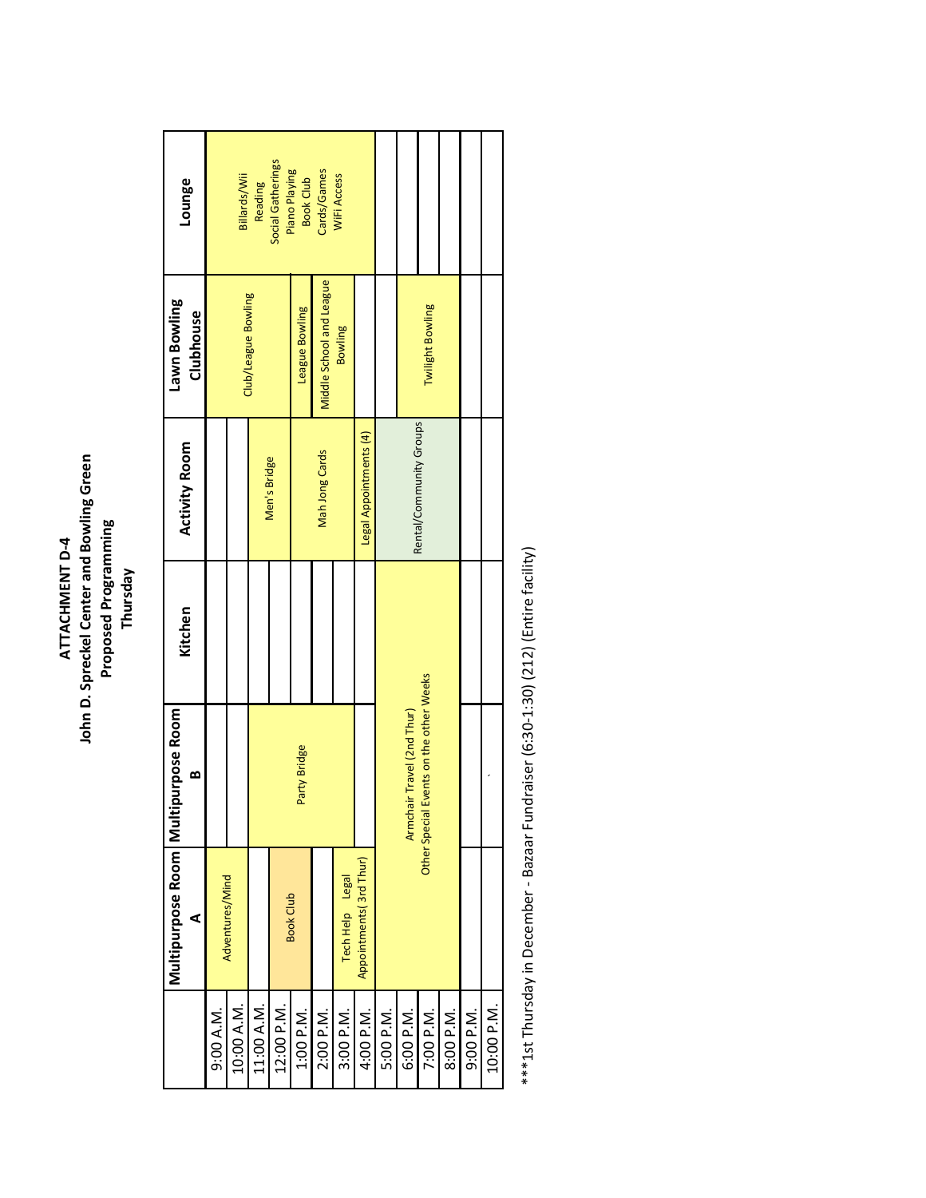**ATTACHMENT D-4**
**John D. Spreckel Center and Bowling Green**
**Proposed Programming**
**Thursday**

| | Multipurpose Room A | Multipurpose Room B | Kitchen | Activity Room | Lawn Bowling Clubhouse | Lounge |
|---|---|---|---|---|---|---|
| 9:00 A.M. | Adventures/Mind | | | | Club/League Bowling | Billards/Wii Reading Social Gatherings Piano Playing Book Club Cards/Games WiFi Access |
| 10:00 A.M. | Adventures/Mind | | | | Club/League Bowling | Billards/Wii Reading Social Gatherings Piano Playing Book Club Cards/Games WiFi Access |
| 11:00 A.M. | | Party Bridge | | Men's Bridge | Club/League Bowling | Billards/Wii Reading Social Gatherings Piano Playing Book Club Cards/Games WiFi Access |
| 12:00 P.M. | Book Club | Party Bridge | | Men's Bridge | Club/League Bowling | Billards/Wii Reading Social Gatherings Piano Playing Book Club Cards/Games WiFi Access |
| 1:00 P.M. | Book Club | Party Bridge | | Mah Jong Cards | League Bowling | Billards/Wii Reading Social Gatherings Piano Playing Book Club Cards/Games WiFi Access |
| 2:00 P.M. | | Party Bridge | | Mah Jong Cards | Middle School and League Bowling | Billards/Wii Reading Social Gatherings Piano Playing Book Club Cards/Games WiFi Access |
| 3:00 P.M. | Tech Help Legal Appointments( 3rd Thur) | Party Bridge | | Mah Jong Cards | Middle School and League Bowling | Billards/Wii Reading Social Gatherings Piano Playing Book Club Cards/Games WiFi Access |
| 4:00 P.M. | Tech Help Legal Appointments( 3rd Thur) | | | Legal Appointments (4) | | Billards/Wii Reading Social Gatherings Piano Playing Book Club Cards/Games WiFi Access |
| 5:00 P.M. | Armchair Travel (2nd Thur) Other Special Events on the other Weeks | Armchair Travel (2nd Thur) Other Special Events on the other Weeks | Armchair Travel (2nd Thur) Other Special Events on the other Weeks | Rental/Community Groups | | |
| 6:00 P.M. | Armchair Travel (2nd Thur) Other Special Events on the other Weeks | Armchair Travel (2nd Thur) Other Special Events on the other Weeks | Armchair Travel (2nd Thur) Other Special Events on the other Weeks | Rental/Community Groups | Twilight Bowling | |
| 7:00 P.M. | Armchair Travel (2nd Thur) Other Special Events on the other Weeks | Armchair Travel (2nd Thur) Other Special Events on the other Weeks | Armchair Travel (2nd Thur) Other Special Events on the other Weeks | Rental/Community Groups | Twilight Bowling | |
| 8:00 P.M. | Armchair Travel (2nd Thur) Other Special Events on the other Weeks | Armchair Travel (2nd Thur) Other Special Events on the other Weeks | Armchair Travel (2nd Thur) Other Special Events on the other Weeks | Rental/Community Groups | Twilight Bowling | |
| 9:00 P.M. | | | | | | |
| 10:00 P.M. | | | | | | |

***1st Thursday in December - Bazaar Fundraiser (6:30-1:30) (212) (Entire facility)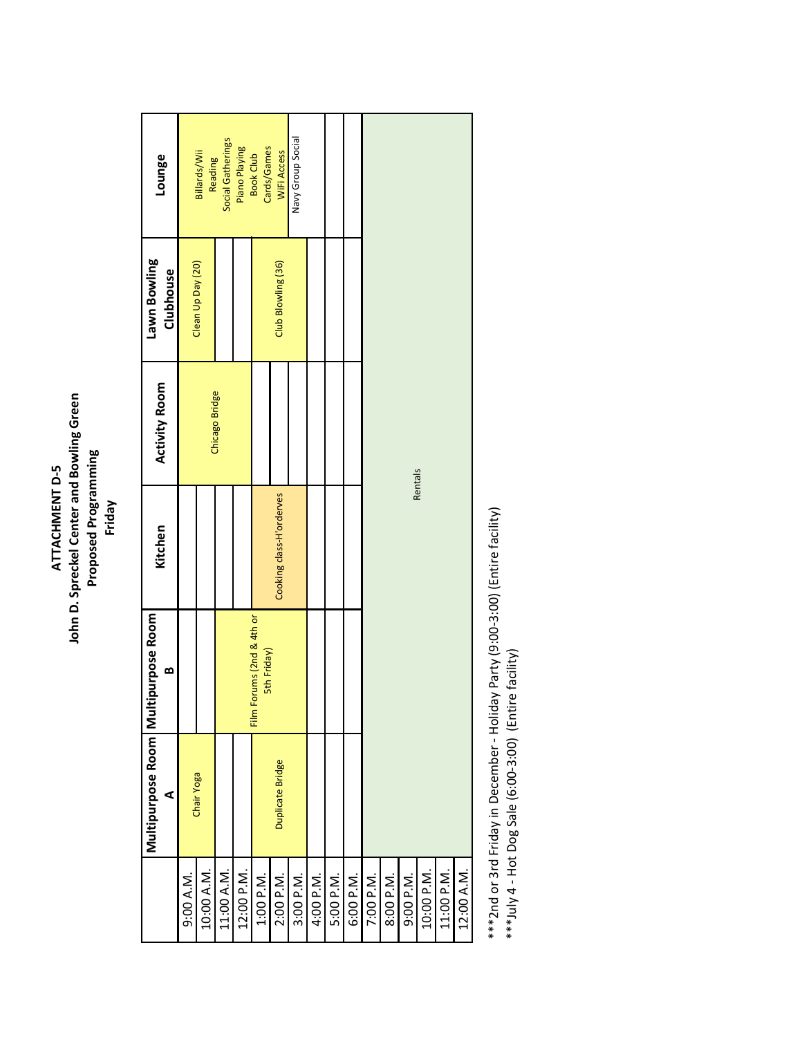# ATTACHMENT D-5
## John D. Spreckel Center and Bowling Green
### Proposed Programming
### Friday

| | Multipurpose Room A | Multipurpose Room B | Kitchen | Activity Room | Lawn Bowling Clubhouse | Lounge |
|---|---|---|---|---|---|---|
| 9:00 A.M. | Chair Yoga | | | Chicago Bridge | Clean Up Day (20) | Billards/Wii Reading Social Gatherings Piano Playing Book Club Cards/Games WiFi Access |
| 10:00 A.M. | | | | | | |
| 11:00 A.M. | | Film Forums (2nd & 4th or 5th Friday) | | | | |
| 12:00 P.M. | | | | | | |
| 1:00 P.M. | Duplicate Bridge | | Cooking class-H'orderves | | Club Blowling (36) | |
| 2:00 P.M. | | | | | | |
| 3:00 P.M. | | | | | | Navy Group Social |
| 4:00 P.M. | | | | | | |
| 5:00 P.M. | | | | | | |
| 6:00 P.M. | | | | | | |
| 7:00 P.M. | Rentals | | | | | |
| 8:00 P.M. | | | | | | |
| 9:00 P.M. | | | | | | |
| 10:00 P.M. | | | | | | |
| 11:00 P.M. | | | | | | |
| 12:00 A.M. | | | | | | |

***2nd or 3rd Friday in December - Holiday Party (9:00-3:00) (Entire facility)

***July 4 - Hot Dog Sale (6:00-3:00) (Entire facility)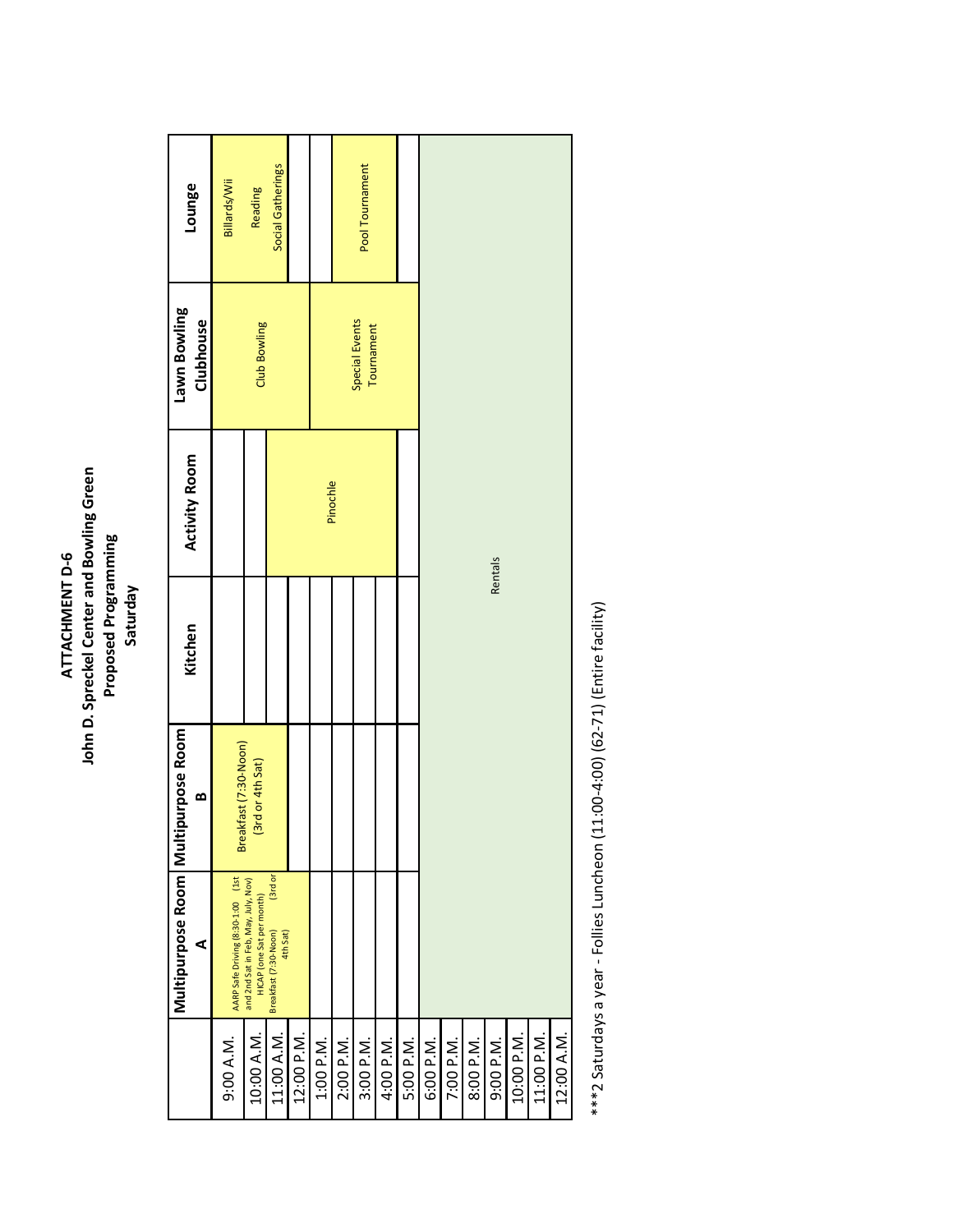# ATTACHMENT D-6
## John D. Spreckel Center and Bowling Green
## Proposed Programming
## Saturday

| | Multipurpose Room A | Multipurpose Room B | Kitchen | Activity Room | Lawn Bowling Clubhouse | Lounge |
|---|---|---|---|---|---|---|
| 9:00 A.M. | AARP Safe Driving (8:30-1:00 (1st and 2nd Sat in Feb, May, July, Nov) HICAP (one Sat per month) Breakfast (7:30-Noon) (3rd or 4th Sat) | Breakfast (7:30-Noon) (3rd or 4th Sat) | | | Club Bowling | Billiards/Wii Reading Social Gatherings |
| 10:00 A.M. | | | | | | |
| 11:00 A.M. | | | | Pinochle | | |
| 12:00 P.M. | | | | | | |
| 1:00 P.M. | | | | | Special Events Tournament | |
| 2:00 P.M. | | | | | | Pool Tournament |
| 3:00 P.M. | | | | | | |
| 4:00 P.M. | | | | | | |
| 5:00 P.M. | | | | | | |
| 6:00 P.M. | Rentals | | | | | |
| 7:00 P.M. | | | | | | |
| 8:00 P.M. | | | | | | |
| 9:00 P.M. | | | | | | |
| 10:00 P.M. | | | | | | |
| 11:00 P.M. | | | | | | |
| 12:00 A.M. | | | | | | |

***2 Saturdays a year - Follies Luncheon (11:00-4:00) (62-71) (Entire facility)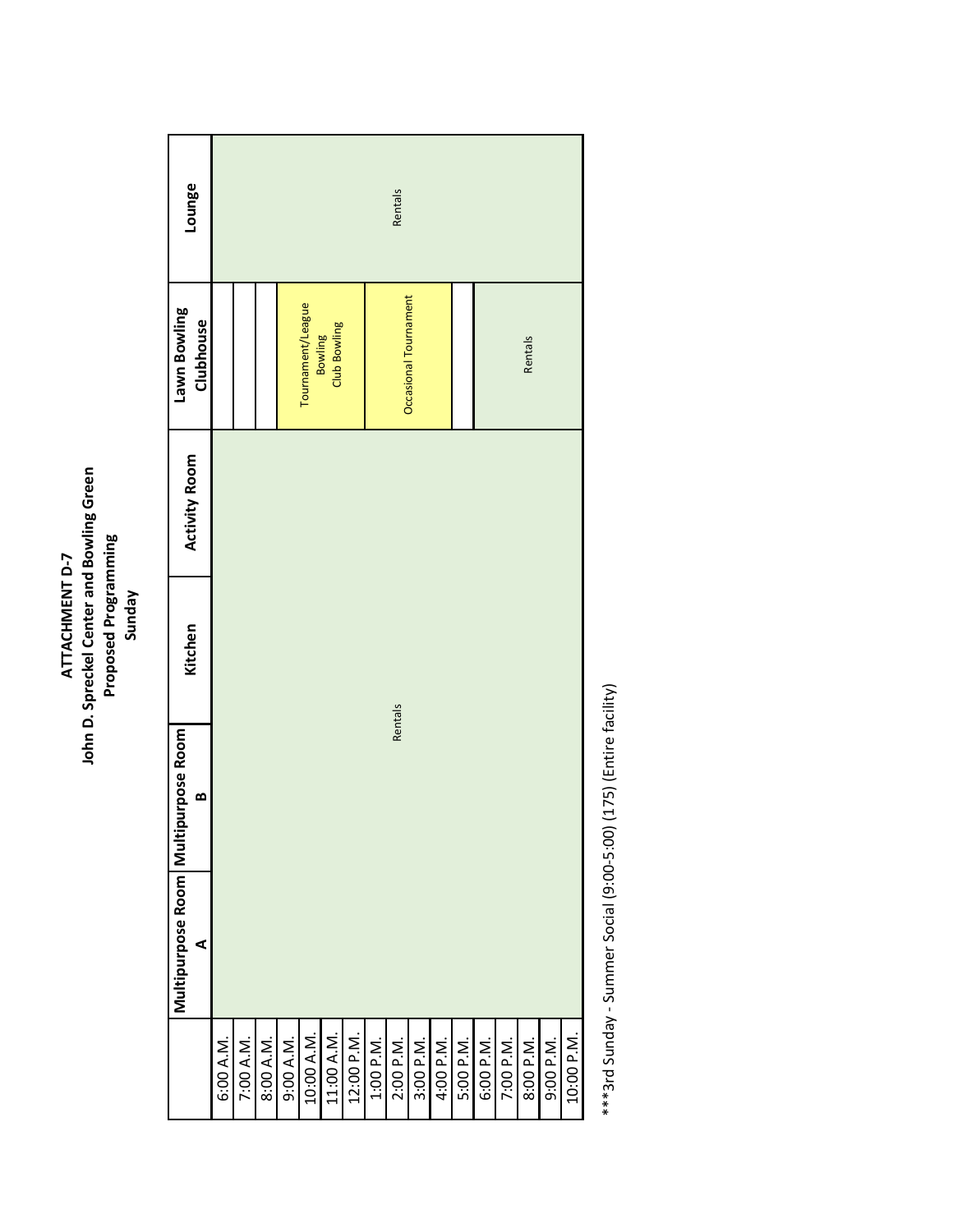**ATTACHMENT D-7**
**John D. Spreckel Center and Bowling Green**
**Proposed Programming**
**Sunday**

| | Multipurpose Room A | Multipurpose Room B | Kitchen | Activity Room | Lawn Bowling Clubhouse | Lounge |
|---|---|---|---|---|---|---|
| 6:00 A.M. | Rentals | | | | | Rentals |
| 7:00 A.M. | | | | | | |
| 8:00 A.M. | | | | | | |
| 9:00 A.M. | | | | | Tournament/League Bowling Club Bowling | |
| 10:00 A.M. | | | | | | |
| 11:00 A.M. | | | | | | |
| 12:00 P.M. | | | | | | |
| 1:00 P.M. | | | | | Occasional Tournament | |
| 2:00 P.M. | | | | | | |
| 3:00 P.M. | | | | | | |
| 4:00 P.M. | | | | | | |
| 5:00 P.M. | | | | | | |
| 6:00 P.M. | | | | | Rentals | |
| 7:00 P.M. | | | | | | |
| 8:00 P.M. | | | | | | |
| 9:00 P.M. | | | | | | |
| 10:00 P.M. | | | | | | |

***3rd Sunday - Summer Social (9:00-5:00) (175) (Entire facility)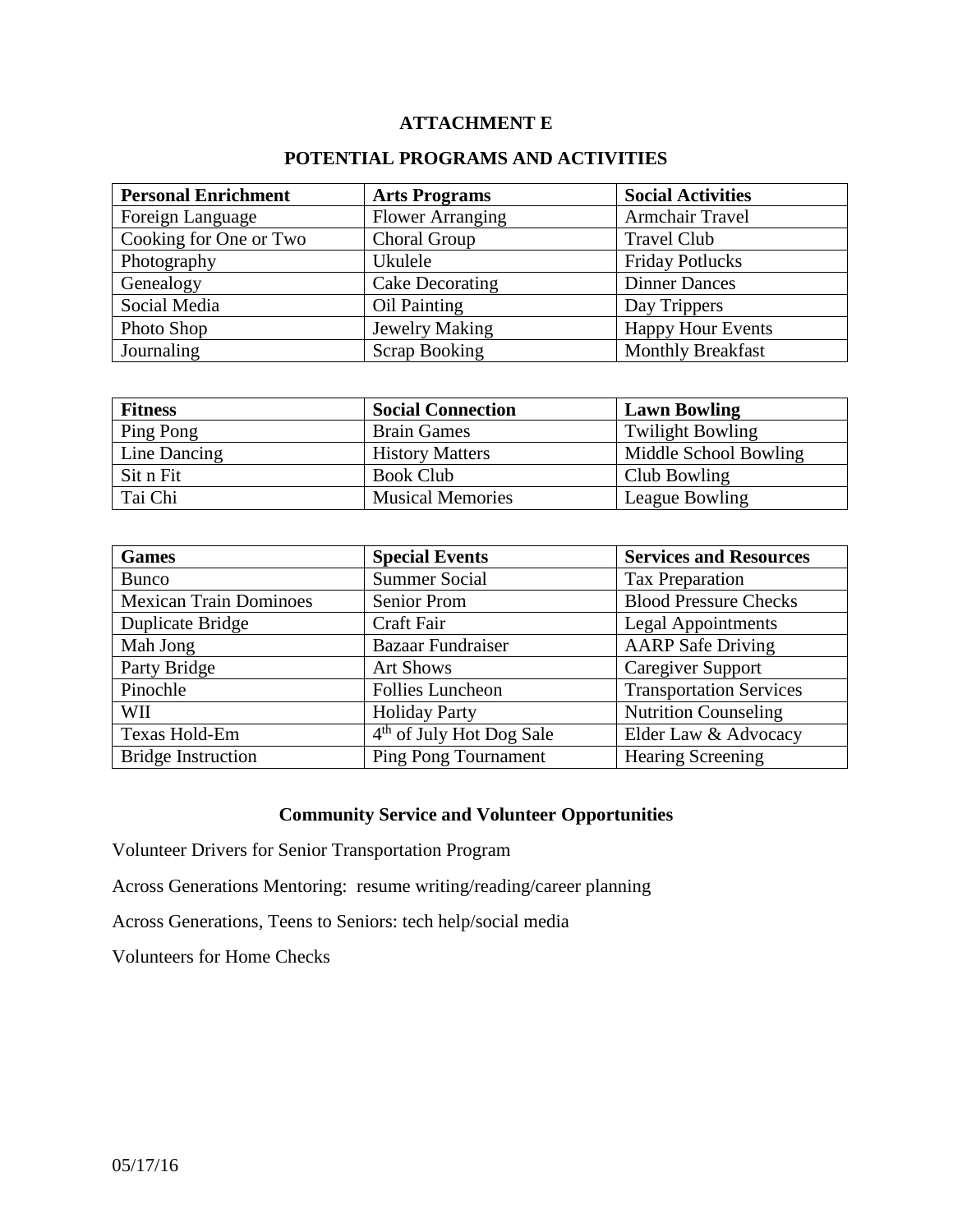**ATTACHMENT E**

**POTENTIAL PROGRAMS AND ACTIVITIES**

| **Personal Enrichment** | **Arts Programs** | **Social Activities** |
|---|---|---|
| Foreign Language | Flower Arranging | Armchair Travel |
| Cooking for One or Two | Choral Group | Travel Club |
| Photography | Ukulele | Friday Potlucks |
| Genealogy | Cake Decorating | Dinner Dances |
| Social Media | Oil Painting | Day Trippers |
| Photo Shop | Jewelry Making | Happy Hour Events |
| Journaling | Scrap Booking | Monthly Breakfast |

| **Fitness** | **Social Connection** | **Lawn Bowling** |
|---|---|---|
| Ping Pong | Brain Games | Twilight Bowling |
| Line Dancing | History Matters | Middle School Bowling |
| Sit n Fit | Book Club | Club Bowling |
| Tai Chi | Musical Memories | League Bowling |

| **Games** | **Special Events** | **Services and Resources** |
|---|---|---|
| Bunco | Summer Social | Tax Preparation |
| Mexican Train Dominoes | Senior Prom | Blood Pressure Checks |
| Duplicate Bridge | Craft Fair | Legal Appointments |
| Mah Jong | Bazaar Fundraiser | AARP Safe Driving |
| Party Bridge | Art Shows | Caregiver Support |
| Pinochle | Follies Luncheon | Transportation Services |
| WII | Holiday Party | Nutrition Counseling |
| Texas Hold-Em | 4th of July Hot Dog Sale | Elder Law & Advocacy |
| Bridge Instruction | Ping Pong Tournament | Hearing Screening |

**Community Service and Volunteer Opportunities**

Volunteer Drivers for Senior Transportation Program

Across Generations Mentoring: resume writing/reading/career planning

Across Generations, Teens to Seniors: tech help/social media

Volunteers for Home Checks

05/17/16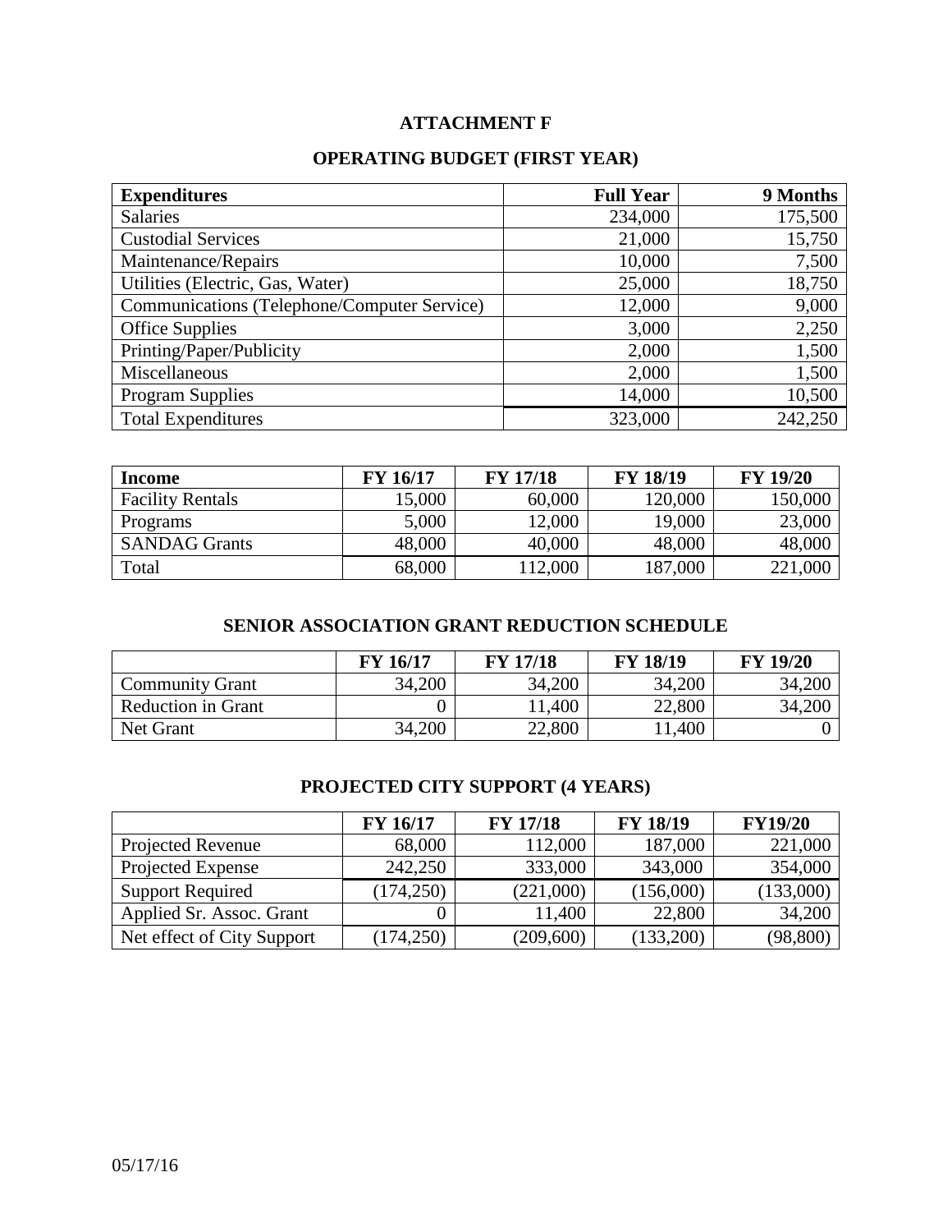## ATTACHMENT F

## OPERATING BUDGET (FIRST YEAR)

| Expenditures | Full Year | 9 Months |
|---|---|---|
| Salaries | 234,000 | 175,500 |
| Custodial Services | 21,000 | 15,750 |
| Maintenance/Repairs | 10,000 | 7,500 |
| Utilities (Electric, Gas, Water) | 25,000 | 18,750 |
| Communications (Telephone/Computer Service) | 12,000 | 9,000 |
| Office Supplies | 3,000 | 2,250 |
| Printing/Paper/Publicity | 2,000 | 1,500 |
| Miscellaneous | 2,000 | 1,500 |
| Program Supplies | 14,000 | 10,500 |
| Total Expenditures | 323,000 | 242,250 |

| Income | FY 16/17 | FY 17/18 | FY 18/19 | FY 19/20 |
|---|---|---|---|---|
| Facility Rentals | 15,000 | 60,000 | 120,000 | 150,000 |
| Programs | 5,000 | 12,000 | 19,000 | 23,000 |
| SANDAG Grants | 48,000 | 40,000 | 48,000 | 48,000 |
| Total | 68,000 | 112,000 | 187,000 | 221,000 |

## SENIOR ASSOCIATION GRANT REDUCTION SCHEDULE

| | FY 16/17 | FY 17/18 | FY 18/19 | FY 19/20 |
|---|---|---|---|---|
| Community Grant | 34,200 | 34,200 | 34,200 | 34,200 |
| Reduction in Grant | 0 | 11,400 | 22,800 | 34,200 |
| Net Grant | 34,200 | 22,800 | 11,400 | 0 |

## PROJECTED CITY SUPPORT (4 YEARS)

| | FY 16/17 | FY 17/18 | FY 18/19 | FY19/20 |
|---|---|---|---|---|
| Projected Revenue | 68,000 | 112,000 | 187,000 | 221,000 |
| Projected Expense | 242,250 | 333,000 | 343,000 | 354,000 |
| Support Required | (174,250) | (221,000) | (156,000) | (133,000) |
| Applied Sr. Assoc. Grant | 0 | 11,400 | 22,800 | 34,200 |
| Net effect of City Support | (174,250) | (209,600) | (133,200) | (98,800) |

05/17/16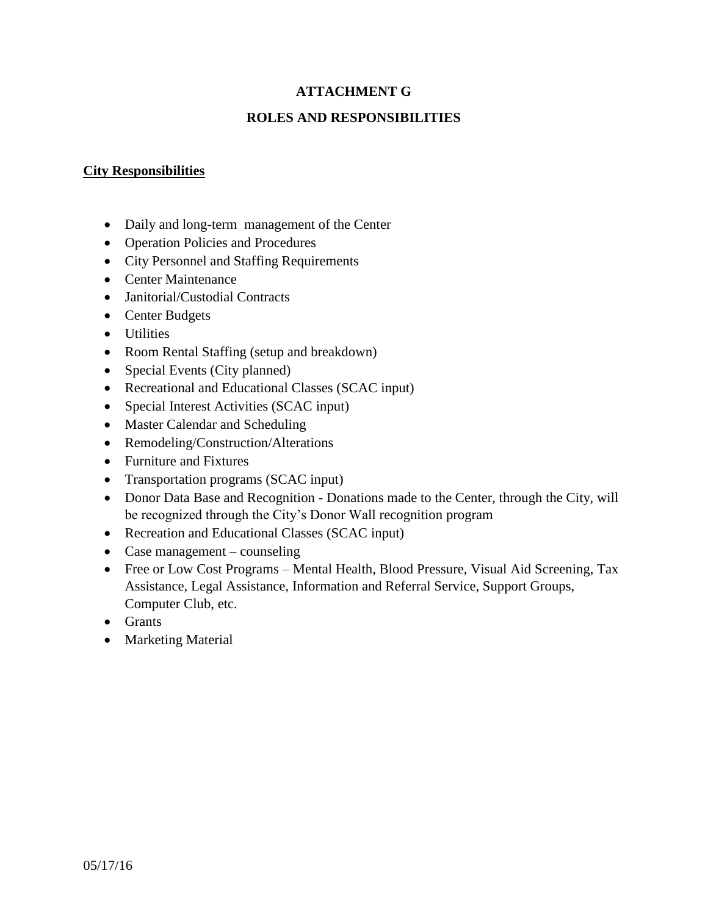# ATTACHMENT G

## ROLES AND RESPONSIBILITIES

**City Responsibilities**

- Daily and long-term management of the Center
- Operation Policies and Procedures
- City Personnel and Staffing Requirements
- Center Maintenance
- Janitorial/Custodial Contracts
- Center Budgets
- Utilities
- Room Rental Staffing (setup and breakdown)
- Special Events (City planned)
- Recreational and Educational Classes (SCAC input)
- Special Interest Activities (SCAC input)
- Master Calendar and Scheduling
- Remodeling/Construction/Alterations
- Furniture and Fixtures
- Transportation programs (SCAC input)
- Donor Data Base and Recognition - Donations made to the Center, through the City, will be recognized through the City's Donor Wall recognition program
- Recreation and Educational Classes (SCAC input)
- Case management – counseling
- Free or Low Cost Programs – Mental Health, Blood Pressure, Visual Aid Screening, Tax Assistance, Legal Assistance, Information and Referral Service, Support Groups, Computer Club, etc.
- Grants
- Marketing Material

05/17/16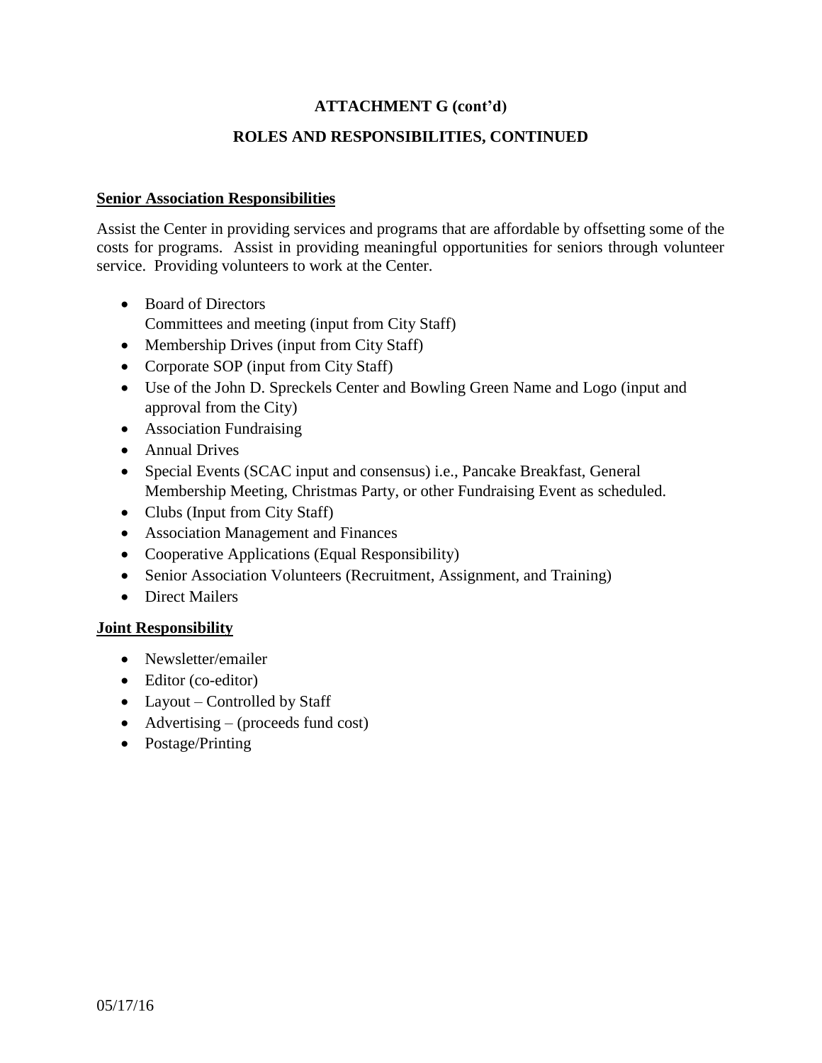## ATTACHMENT G (cont'd)

## ROLES AND RESPONSIBILITIES, CONTINUED

**Senior Association Responsibilities**

Assist the Center in providing services and programs that are affordable by offsetting some of the costs for programs. Assist in providing meaningful opportunities for seniors through volunteer service. Providing volunteers to work at the Center.

- Board of Directors
  Committees and meeting (input from City Staff)
- Membership Drives (input from City Staff)
- Corporate SOP (input from City Staff)
- Use of the John D. Spreckels Center and Bowling Green Name and Logo (input and approval from the City)
- Association Fundraising
- Annual Drives
- Special Events (SCAC input and consensus) i.e., Pancake Breakfast, General Membership Meeting, Christmas Party, or other Fundraising Event as scheduled.
- Clubs (Input from City Staff)
- Association Management and Finances
- Cooperative Applications (Equal Responsibility)
- Senior Association Volunteers (Recruitment, Assignment, and Training)
- Direct Mailers

**Joint Responsibility**

- Newsletter/emailer
- Editor (co-editor)
- Layout – Controlled by Staff
- Advertising – (proceeds fund cost)
- Postage/Printing

05/17/16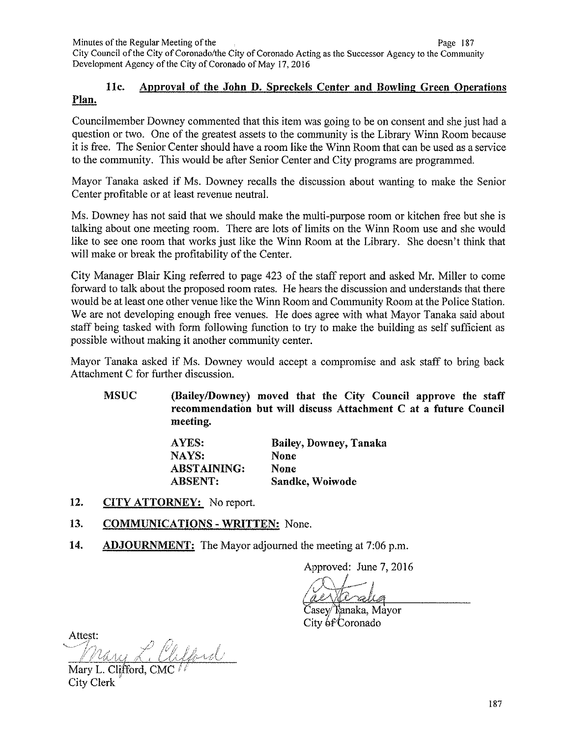### 11c. Approval of the John D. Spreckels Center and Bowling Green Operations Plan.

Councilmember Downey commented that this item was going to be on consent and she just had a question or two. One of the greatest assets to the community is the Library Winn Room because it is free. The Senior Center should have a room like the Winn Room that can be used as a service to the community. This would be after Senior Center and City programs are programmed.

Mayor Tanaka asked if Ms. Downey recalls the discussion about wanting to make the Senior Center profitable or at least revenue neutral.

Ms. Downey has not said that we should make the multi-purpose room or kitchen free but she is talking about one meeting room. There are lots of limits on the Winn Room use and she would like to see one room that works just like the Winn Room at the Library. She doesn't think that will make or break the profitability of the Center.

City Manager Blair King referred to page 423 of the staff report and asked Mr. Miller to come forward to talk about the proposed room rates. He hears the discussion and understands that there would be at least one other venue like the Winn Room and Community Room at the Police Station. We are not developing enough free venues. He does agree with what Mayor Tanaka said about staff being tasked with form following function to try to make the building as self sufficient as possible without making it another community center.

Mayor Tanaka asked if Ms. Downey would accept a compromise and ask staff to bring back Attachment C for further discussion.

**MSUC (Bailey/Downey) moved that the City Council approve the staff recommendation but will discuss Attachment C at a future Council meeting.**

| | |
|---|---|
| **AYES:** | **Bailey, Downey, Tanaka** |
| **NAYS:** | **None** |
| **ABSTAINING:** | **None** |
| **ABSENT:** | **Sandke, Woiwode** |

12. **CITY ATTORNEY:** No report.

13. **COMMUNICATIONS - WRITTEN:** None.

14. **ADJOURNMENT:** The Mayor adjourned the meeting at 7:06 p.m.

Approved: June 7, 2016

Casey Tanaka, Mayor
City of Coronado

Attest:

Mary L. Clifford, CMC
City Clerk